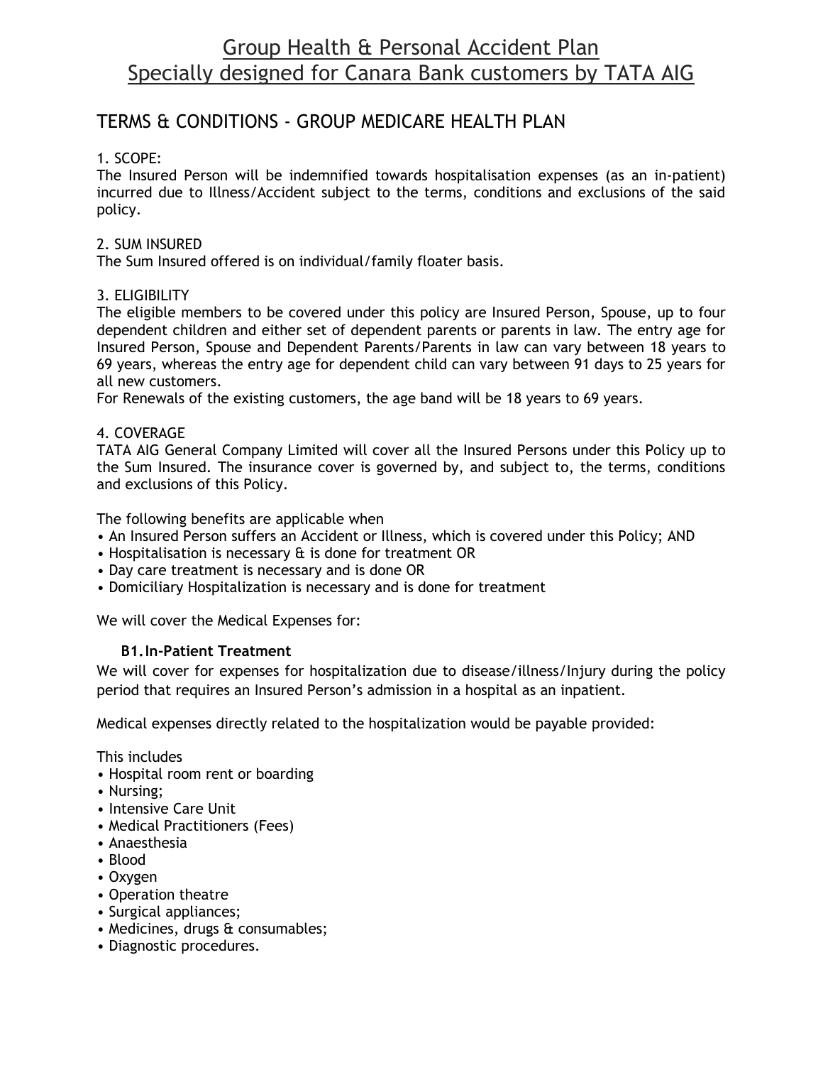# Group Health & Personal Accident Plan
# Specially designed for Canara Bank customers by TATA AIG

## TERMS & CONDITIONS - GROUP MEDICARE HEALTH PLAN

1. SCOPE:
The Insured Person will be indemnified towards hospitalisation expenses (as an in-patient) incurred due to Illness/Accident subject to the terms, conditions and exclusions of the said policy.

2. SUM INSURED
The Sum Insured offered is on individual/family floater basis.

3. ELIGIBILITY
The eligible members to be covered under this policy are Insured Person, Spouse, up to four dependent children and either set of dependent parents or parents in law. The entry age for Insured Person, Spouse and Dependent Parents/Parents in law can vary between 18 years to 69 years, whereas the entry age for dependent child can vary between 91 days to 25 years for all new customers.
For Renewals of the existing customers, the age band will be 18 years to 69 years.

4. COVERAGE
TATA AIG General Company Limited will cover all the Insured Persons under this Policy up to the Sum Insured. The insurance cover is governed by, and subject to, the terms, conditions and exclusions of this Policy.

The following benefits are applicable when

- An Insured Person suffers an Accident or Illness, which is covered under this Policy; AND
- Hospitalisation is necessary & is done for treatment OR
- Day care treatment is necessary and is done OR
- Domiciliary Hospitalization is necessary and is done for treatment

We will cover the Medical Expenses for:

**B1. In-Patient Treatment**

We will cover for expenses for hospitalization due to disease/illness/Injury during the policy period that requires an Insured Person's admission in a hospital as an inpatient.

Medical expenses directly related to the hospitalization would be payable provided:

This includes

- Hospital room rent or boarding
- Nursing;
- Intensive Care Unit
- Medical Practitioners (Fees)
- Anaesthesia
- Blood
- Oxygen
- Operation theatre
- Surgical appliances;
- Medicines, drugs & consumables;
- Diagnostic procedures.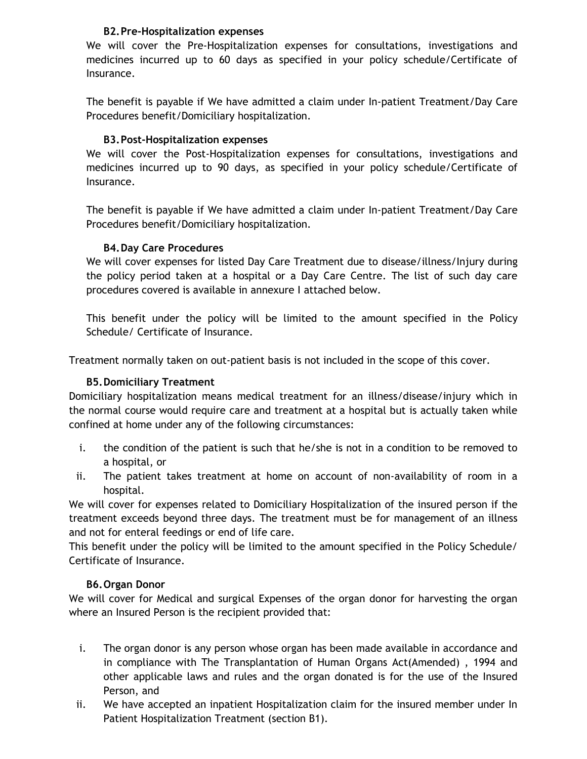### B2. Pre-Hospitalization expenses

We will cover the Pre-Hospitalization expenses for consultations, investigations and medicines incurred up to 60 days as specified in your policy schedule/Certificate of Insurance.

The benefit is payable if We have admitted a claim under In-patient Treatment/Day Care Procedures benefit/Domiciliary hospitalization.

### B3. Post-Hospitalization expenses

We will cover the Post-Hospitalization expenses for consultations, investigations and medicines incurred up to 90 days, as specified in your policy schedule/Certificate of Insurance.

The benefit is payable if We have admitted a claim under In-patient Treatment/Day Care Procedures benefit/Domiciliary hospitalization.

### B4. Day Care Procedures

We will cover expenses for listed Day Care Treatment due to disease/illness/Injury during the policy period taken at a hospital or a Day Care Centre. The list of such day care procedures covered is available in annexure I attached below.

This benefit under the policy will be limited to the amount specified in the Policy Schedule/ Certificate of Insurance.

Treatment normally taken on out-patient basis is not included in the scope of this cover.

### B5. Domiciliary Treatment

Domiciliary hospitalization means medical treatment for an illness/disease/injury which in the normal course would require care and treatment at a hospital but is actually taken while confined at home under any of the following circumstances:

i. the condition of the patient is such that he/she is not in a condition to be removed to a hospital, or
ii. The patient takes treatment at home on account of non-availability of room in a hospital.

We will cover for expenses related to Domiciliary Hospitalization of the insured person if the treatment exceeds beyond three days. The treatment must be for management of an illness and not for enteral feedings or end of life care.

This benefit under the policy will be limited to the amount specified in the Policy Schedule/ Certificate of Insurance.

### B6. Organ Donor

We will cover for Medical and surgical Expenses of the organ donor for harvesting the organ where an Insured Person is the recipient provided that:

i. The organ donor is any person whose organ has been made available in accordance and in compliance with The Transplantation of Human Organs Act(Amended) , 1994 and other applicable laws and rules and the organ donated is for the use of the Insured Person, and
ii. We have accepted an inpatient Hospitalization claim for the insured member under In Patient Hospitalization Treatment (section B1).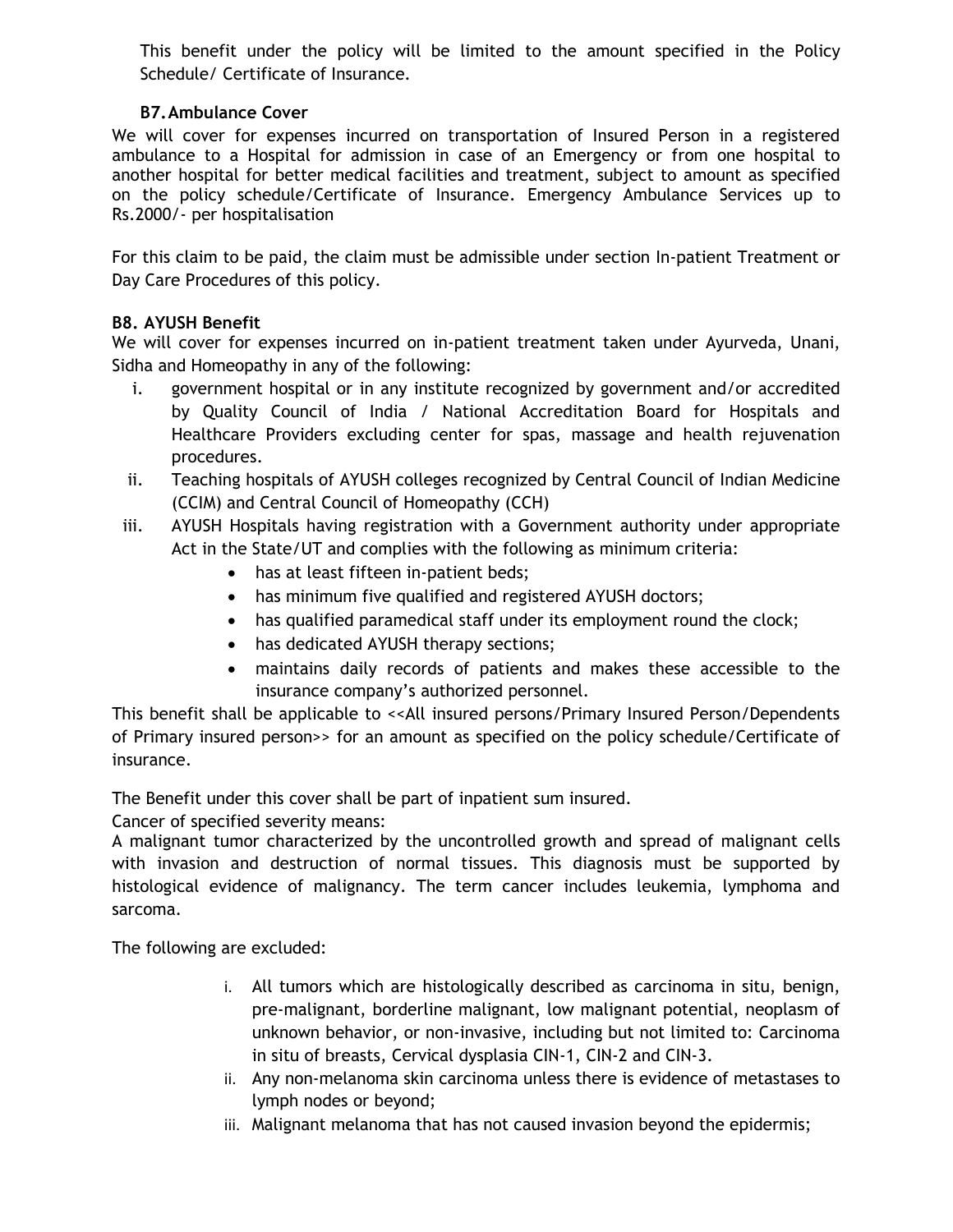This benefit under the policy will be limited to the amount specified in the Policy Schedule/ Certificate of Insurance.

### B7. Ambulance Cover

We will cover for expenses incurred on transportation of Insured Person in a registered ambulance to a Hospital for admission in case of an Emergency or from one hospital to another hospital for better medical facilities and treatment, subject to amount as specified on the policy schedule/Certificate of Insurance. Emergency Ambulance Services up to Rs.2000/- per hospitalisation

For this claim to be paid, the claim must be admissible under section In-patient Treatment or Day Care Procedures of this policy.

### B8. AYUSH Benefit

We will cover for expenses incurred on in-patient treatment taken under Ayurveda, Unani, Sidha and Homeopathy in any of the following:

i. government hospital or in any institute recognized by government and/or accredited by Quality Council of India / National Accreditation Board for Hospitals and Healthcare Providers excluding center for spas, massage and health rejuvenation procedures.

ii. Teaching hospitals of AYUSH colleges recognized by Central Council of Indian Medicine (CCIM) and Central Council of Homeopathy (CCH)

iii. AYUSH Hospitals having registration with a Government authority under appropriate Act in the State/UT and complies with the following as minimum criteria:
   - has at least fifteen in-patient beds;
   - has minimum five qualified and registered AYUSH doctors;
   - has qualified paramedical staff under its employment round the clock;
   - has dedicated AYUSH therapy sections;
   - maintains daily records of patients and makes these accessible to the insurance company's authorized personnel.

This benefit shall be applicable to <<All insured persons/Primary Insured Person/Dependents of Primary insured person>> for an amount as specified on the policy schedule/Certificate of insurance.

The Benefit under this cover shall be part of inpatient sum insured.

Cancer of specified severity means:

A malignant tumor characterized by the uncontrolled growth and spread of malignant cells with invasion and destruction of normal tissues. This diagnosis must be supported by histological evidence of malignancy. The term cancer includes leukemia, lymphoma and sarcoma.

The following are excluded:

i. All tumors which are histologically described as carcinoma in situ, benign, pre-malignant, borderline malignant, low malignant potential, neoplasm of unknown behavior, or non-invasive, including but not limited to: Carcinoma in situ of breasts, Cervical dysplasia CIN-1, CIN-2 and CIN-3.

ii. Any non-melanoma skin carcinoma unless there is evidence of metastases to lymph nodes or beyond;

iii. Malignant melanoma that has not caused invasion beyond the epidermis;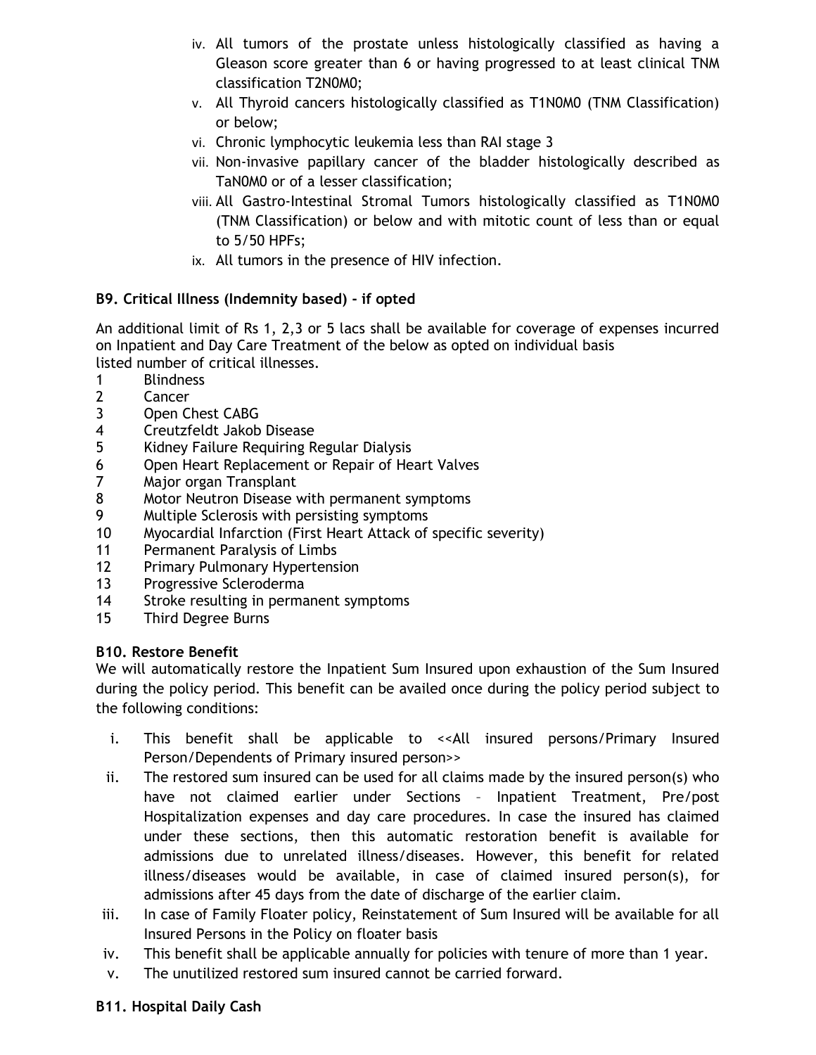iv. All tumors of the prostate unless histologically classified as having a Gleason score greater than 6 or having progressed to at least clinical TNM classification T2N0M0;

v. All Thyroid cancers histologically classified as T1N0M0 (TNM Classification) or below;

vi. Chronic lymphocytic leukemia less than RAI stage 3

vii. Non-invasive papillary cancer of the bladder histologically described as TaN0M0 or of a lesser classification;

viii. All Gastro-Intestinal Stromal Tumors histologically classified as T1N0M0 (TNM Classification) or below and with mitotic count of less than or equal to 5/50 HPFs;

ix. All tumors in the presence of HIV infection.

**B9. Critical Illness (Indemnity based) - if opted**

An additional limit of Rs 1, 2,3 or 5 lacs shall be available for coverage of expenses incurred on Inpatient and Day Care Treatment of the below as opted on individual basis
listed number of critical illnesses.

1 Blindness
2 Cancer
3 Open Chest CABG
4 Creutzfeldt Jakob Disease
5 Kidney Failure Requiring Regular Dialysis
6 Open Heart Replacement or Repair of Heart Valves
7 Major organ Transplant
8 Motor Neutron Disease with permanent symptoms
9 Multiple Sclerosis with persisting symptoms
10 Myocardial Infarction (First Heart Attack of specific severity)
11 Permanent Paralysis of Limbs
12 Primary Pulmonary Hypertension
13 Progressive Scleroderma
14 Stroke resulting in permanent symptoms
15 Third Degree Burns

**B10. Restore Benefit**

We will automatically restore the Inpatient Sum Insured upon exhaustion of the Sum Insured during the policy period. This benefit can be availed once during the policy period subject to the following conditions:

i. This benefit shall be applicable to <<All insured persons/Primary Insured Person/Dependents of Primary insured person>>

ii. The restored sum insured can be used for all claims made by the insured person(s) who have not claimed earlier under Sections – Inpatient Treatment, Pre/post Hospitalization expenses and day care procedures. In case the insured has claimed under these sections, then this automatic restoration benefit is available for admissions due to unrelated illness/diseases. However, this benefit for related illness/diseases would be available, in case of claimed insured person(s), for admissions after 45 days from the date of discharge of the earlier claim.

iii. In case of Family Floater policy, Reinstatement of Sum Insured will be available for all Insured Persons in the Policy on floater basis

iv. This benefit shall be applicable annually for policies with tenure of more than 1 year.

v. The unutilized restored sum insured cannot be carried forward.

**B11. Hospital Daily Cash**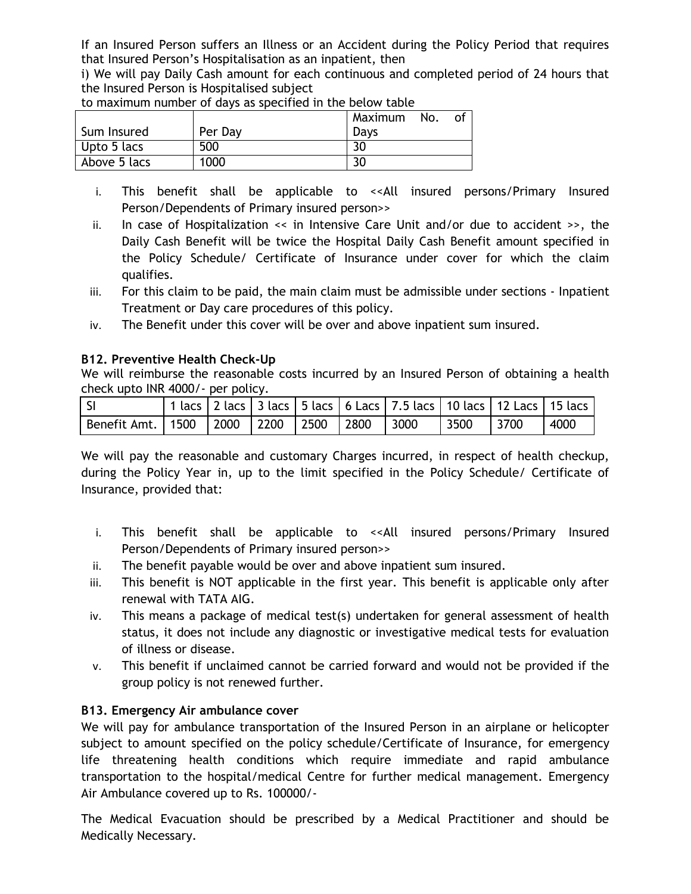If an Insured Person suffers an Illness or an Accident during the Policy Period that requires that Insured Person's Hospitalisation as an inpatient, then

i) We will pay Daily Cash amount for each continuous and completed period of 24 hours that the Insured Person is Hospitalised subject

to maximum number of days as specified in the below table

| Sum Insured | Per Day | Maximum No. of Days |
|---|---|---|
| Upto 5 lacs | 500 | 30 |
| Above 5 lacs | 1000 | 30 |

i. This benefit shall be applicable to <<All insured persons/Primary Insured Person/Dependents of Primary insured person>>
ii. In case of Hospitalization << in Intensive Care Unit and/or due to accident >>, the Daily Cash Benefit will be twice the Hospital Daily Cash Benefit amount specified in the Policy Schedule/ Certificate of Insurance under cover for which the claim qualifies.
iii. For this claim to be paid, the main claim must be admissible under sections - Inpatient Treatment or Day care procedures of this policy.
iv. The Benefit under this cover will be over and above inpatient sum insured.

**B12. Preventive Health Check-Up**

We will reimburse the reasonable costs incurred by an Insured Person of obtaining a health check upto INR 4000/- per policy.

| SI | 1 lacs | 2 lacs | 3 lacs | 5 lacs | 6 Lacs | 7.5 lacs | 10 lacs | 12 Lacs | 15 lacs |
|---|---|---|---|---|---|---|---|---|---|
| Benefit Amt. | 1500 | 2000 | 2200 | 2500 | 2800 | 3000 | 3500 | 3700 | 4000 |

We will pay the reasonable and customary Charges incurred, in respect of health checkup, during the Policy Year in, up to the limit specified in the Policy Schedule/ Certificate of Insurance, provided that:

i. This benefit shall be applicable to <<All insured persons/Primary Insured Person/Dependents of Primary insured person>>
ii. The benefit payable would be over and above inpatient sum insured.
iii. This benefit is NOT applicable in the first year. This benefit is applicable only after renewal with TATA AIG.
iv. This means a package of medical test(s) undertaken for general assessment of health status, it does not include any diagnostic or investigative medical tests for evaluation of illness or disease.
v. This benefit if unclaimed cannot be carried forward and would not be provided if the group policy is not renewed further.

**B13. Emergency Air ambulance cover**

We will pay for ambulance transportation of the Insured Person in an airplane or helicopter subject to amount specified on the policy schedule/Certificate of Insurance, for emergency life threatening health conditions which require immediate and rapid ambulance transportation to the hospital/medical Centre for further medical management. Emergency Air Ambulance covered up to Rs. 100000/-

The Medical Evacuation should be prescribed by a Medical Practitioner and should be Medically Necessary.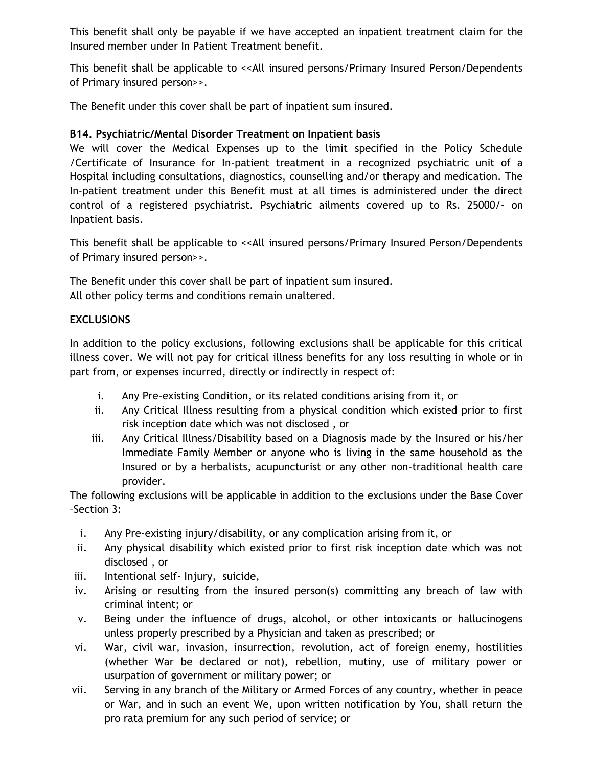This benefit shall only be payable if we have accepted an inpatient treatment claim for the Insured member under In Patient Treatment benefit.

This benefit shall be applicable to <<All insured persons/Primary Insured Person/Dependents of Primary insured person>>.

The Benefit under this cover shall be part of inpatient sum insured.

**B14. Psychiatric/Mental Disorder Treatment on Inpatient basis**

We will cover the Medical Expenses up to the limit specified in the Policy Schedule /Certificate of Insurance for In-patient treatment in a recognized psychiatric unit of a Hospital including consultations, diagnostics, counselling and/or therapy and medication. The In-patient treatment under this Benefit must at all times is administered under the direct control of a registered psychiatrist. Psychiatric ailments covered up to Rs. 25000/- on Inpatient basis.

This benefit shall be applicable to <<All insured persons/Primary Insured Person/Dependents of Primary insured person>>.

The Benefit under this cover shall be part of inpatient sum insured.
All other policy terms and conditions remain unaltered.

**EXCLUSIONS**

In addition to the policy exclusions, following exclusions shall be applicable for this critical illness cover. We will not pay for critical illness benefits for any loss resulting in whole or in part from, or expenses incurred, directly or indirectly in respect of:

i. Any Pre-existing Condition, or its related conditions arising from it, or
ii. Any Critical Illness resulting from a physical condition which existed prior to first risk inception date which was not disclosed , or
iii. Any Critical Illness/Disability based on a Diagnosis made by the Insured or his/her Immediate Family Member or anyone who is living in the same household as the Insured or by a herbalists, acupuncturist or any other non-traditional health care provider.

The following exclusions will be applicable in addition to the exclusions under the Base Cover –Section 3:

i. Any Pre-existing injury/disability, or any complication arising from it, or
ii. Any physical disability which existed prior to first risk inception date which was not disclosed , or
iii. Intentional self- Injury, suicide,
iv. Arising or resulting from the insured person(s) committing any breach of law with criminal intent; or
v. Being under the influence of drugs, alcohol, or other intoxicants or hallucinogens unless properly prescribed by a Physician and taken as prescribed; or
vi. War, civil war, invasion, insurrection, revolution, act of foreign enemy, hostilities (whether War be declared or not), rebellion, mutiny, use of military power or usurpation of government or military power; or
vii. Serving in any branch of the Military or Armed Forces of any country, whether in peace or War, and in such an event We, upon written notification by You, shall return the pro rata premium for any such period of service; or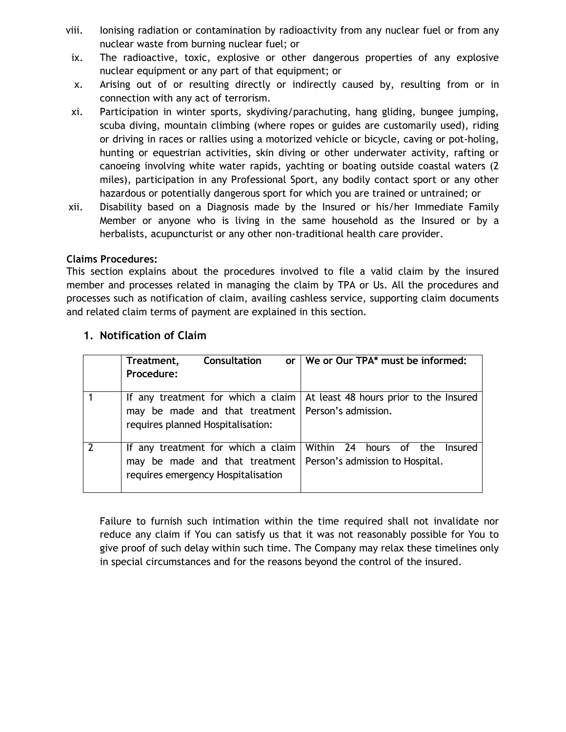viii. Ionising radiation or contamination by radioactivity from any nuclear fuel or from any nuclear waste from burning nuclear fuel; or

ix. The radioactive, toxic, explosive or other dangerous properties of any explosive nuclear equipment or any part of that equipment; or

x. Arising out of or resulting directly or indirectly caused by, resulting from or in connection with any act of terrorism.

xi. Participation in winter sports, skydiving/parachuting, hang gliding, bungee jumping, scuba diving, mountain climbing (where ropes or guides are customarily used), riding or driving in races or rallies using a motorized vehicle or bicycle, caving or pot-holing, hunting or equestrian activities, skin diving or other underwater activity, rafting or canoeing involving white water rapids, yachting or boating outside coastal waters (2 miles), participation in any Professional Sport, any bodily contact sport or any other hazardous or potentially dangerous sport for which you are trained or untrained; or

xii. Disability based on a Diagnosis made by the Insured or his/her Immediate Family Member or anyone who is living in the same household as the Insured or by a herbalists, acupuncturist or any other non-traditional health care provider.

**Claims Procedures:**

This section explains about the procedures involved to file a valid claim by the insured member and processes related in managing the claim by TPA or Us. All the procedures and processes such as notification of claim, availing cashless service, supporting claim documents and related claim terms of payment are explained in this section.

## 1. Notification of Claim

| | **Treatment, Consultation or Procedure:** | **We or Our TPA\* must be informed:** |
|---|---|---|
| 1 | If any treatment for which a claim may be made and that treatment requires planned Hospitalisation: | At least 48 hours prior to the Insured Person's admission. |
| 2 | If any treatment for which a claim may be made and that treatment requires emergency Hospitalisation | Within 24 hours of the Insured Person's admission to Hospital. |

Failure to furnish such intimation within the time required shall not invalidate nor reduce any claim if You can satisfy us that it was not reasonably possible for You to give proof of such delay within such time. The Company may relax these timelines only in special circumstances and for the reasons beyond the control of the insured.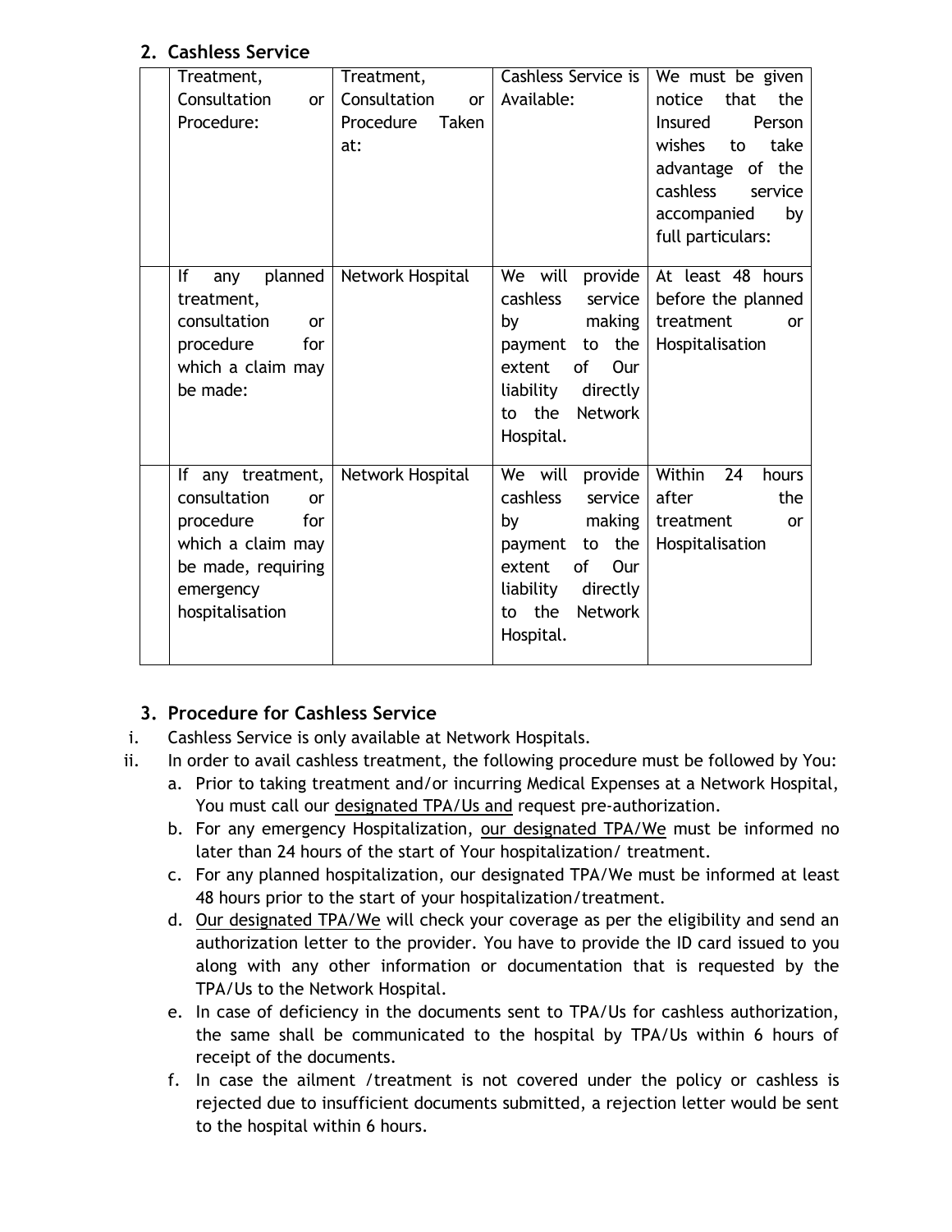## 2. Cashless Service

| | Treatment, Consultation or Procedure: | Treatment, Consultation or Procedure Taken at: | Cashless Service is Available: | We must be given notice that the Insured Person wishes to take advantage of the cashless service accompanied by full particulars: |
|---|---|---|---|---|
| | If any planned treatment, consultation or procedure for which a claim may be made: | Network Hospital | We will provide cashless service by making payment to the extent of Our liability directly to the Network Hospital. | At least 48 hours before the planned treatment or Hospitalisation |
| | If any treatment, consultation or procedure for which a claim may be made, requiring emergency hospitalisation | Network Hospital | We will provide cashless service by making payment to the extent of Our liability directly to the Network Hospital. | Within 24 hours after the treatment or Hospitalisation |

## 3. Procedure for Cashless Service

i. Cashless Service is only available at Network Hospitals.

ii. In order to avail cashless treatment, the following procedure must be followed by You:

   a. Prior to taking treatment and/or incurring Medical Expenses at a Network Hospital, You must call our designated TPA/Us and request pre-authorization.

   b. For any emergency Hospitalization, our designated TPA/We must be informed no later than 24 hours of the start of Your hospitalization/ treatment.

   c. For any planned hospitalization, our designated TPA/We must be informed at least 48 hours prior to the start of your hospitalization/treatment.

   d. Our designated TPA/We will check your coverage as per the eligibility and send an authorization letter to the provider. You have to provide the ID card issued to you along with any other information or documentation that is requested by the TPA/Us to the Network Hospital.

   e. In case of deficiency in the documents sent to TPA/Us for cashless authorization, the same shall be communicated to the hospital by TPA/Us within 6 hours of receipt of the documents.

   f. In case the ailment /treatment is not covered under the policy or cashless is rejected due to insufficient documents submitted, a rejection letter would be sent to the hospital within 6 hours.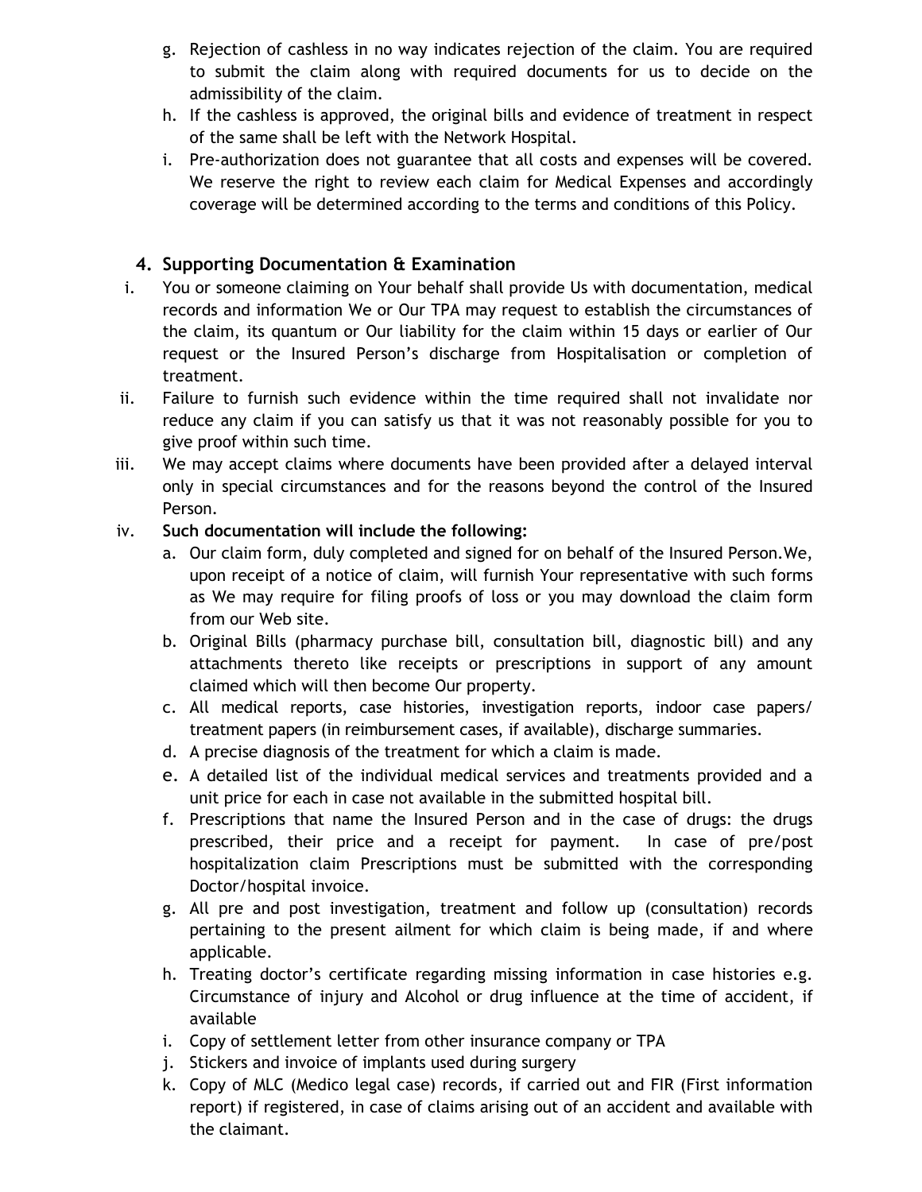g. Rejection of cashless in no way indicates rejection of the claim. You are required to submit the claim along with required documents for us to decide on the admissibility of the claim.
h. If the cashless is approved, the original bills and evidence of treatment in respect of the same shall be left with the Network Hospital.
i. Pre-authorization does not guarantee that all costs and expenses will be covered. We reserve the right to review each claim for Medical Expenses and accordingly coverage will be determined according to the terms and conditions of this Policy.

## 4. Supporting Documentation & Examination

i. You or someone claiming on Your behalf shall provide Us with documentation, medical records and information We or Our TPA may request to establish the circumstances of the claim, its quantum or Our liability for the claim within 15 days or earlier of Our request or the Insured Person's discharge from Hospitalisation or completion of treatment.

ii. Failure to furnish such evidence within the time required shall not invalidate nor reduce any claim if you can satisfy us that it was not reasonably possible for you to give proof within such time.

iii. We may accept claims where documents have been provided after a delayed interval only in special circumstances and for the reasons beyond the control of the Insured Person.

iv. **Such documentation will include the following:**

a. Our claim form, duly completed and signed for on behalf of the Insured Person.We, upon receipt of a notice of claim, will furnish Your representative with such forms as We may require for filing proofs of loss or you may download the claim form from our Web site.
b. Original Bills (pharmacy purchase bill, consultation bill, diagnostic bill) and any attachments thereto like receipts or prescriptions in support of any amount claimed which will then become Our property.
c. All medical reports, case histories, investigation reports, indoor case papers/ treatment papers (in reimbursement cases, if available), discharge summaries.
d. A precise diagnosis of the treatment for which a claim is made.
e. A detailed list of the individual medical services and treatments provided and a unit price for each in case not available in the submitted hospital bill.
f. Prescriptions that name the Insured Person and in the case of drugs: the drugs prescribed, their price and a receipt for payment. In case of pre/post hospitalization claim Prescriptions must be submitted with the corresponding Doctor/hospital invoice.
g. All pre and post investigation, treatment and follow up (consultation) records pertaining to the present ailment for which claim is being made, if and where applicable.
h. Treating doctor's certificate regarding missing information in case histories e.g. Circumstance of injury and Alcohol or drug influence at the time of accident, if available
i. Copy of settlement letter from other insurance company or TPA
j. Stickers and invoice of implants used during surgery
k. Copy of MLC (Medico legal case) records, if carried out and FIR (First information report) if registered, in case of claims arising out of an accident and available with the claimant.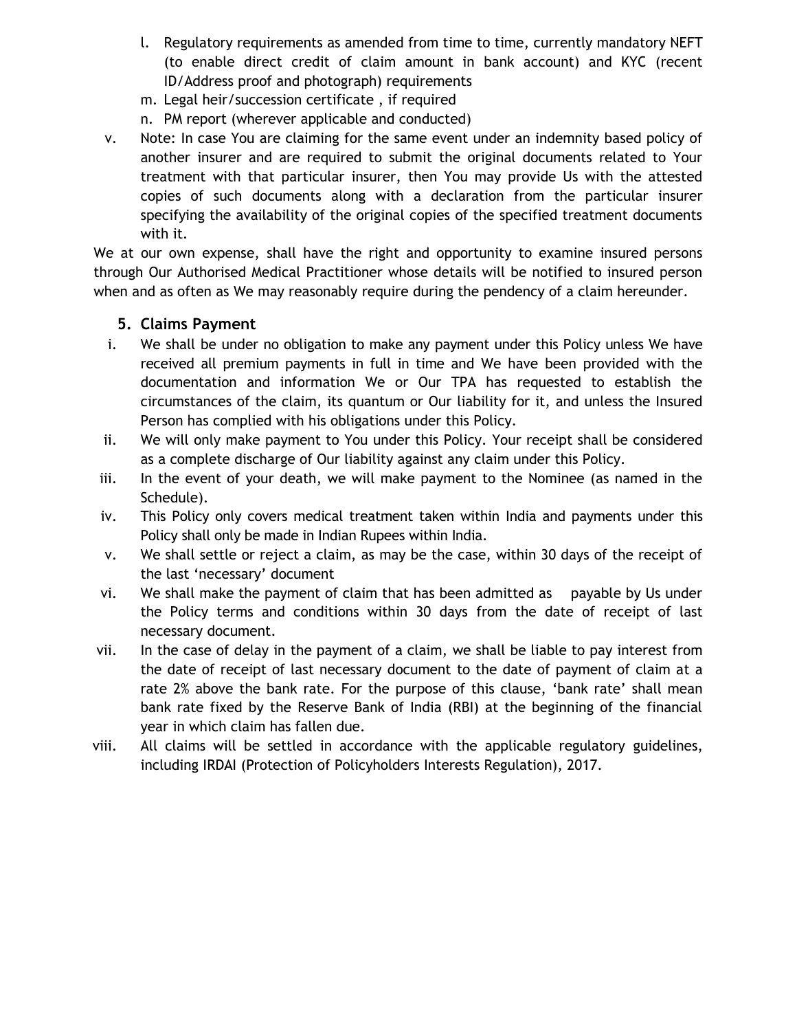l. Regulatory requirements as amended from time to time, currently mandatory NEFT (to enable direct credit of claim amount in bank account) and KYC (recent ID/Address proof and photograph) requirements
m. Legal heir/succession certificate , if required
n. PM report (wherever applicable and conducted)

v. Note: In case You are claiming for the same event under an indemnity based policy of another insurer and are required to submit the original documents related to Your treatment with that particular insurer, then You may provide Us with the attested copies of such documents along with a declaration from the particular insurer specifying the availability of the original copies of the specified treatment documents with it.

We at our own expense, shall have the right and opportunity to examine insured persons through Our Authorised Medical Practitioner whose details will be notified to insured person when and as often as We may reasonably require during the pendency of a claim hereunder.

### 5. Claims Payment

i. We shall be under no obligation to make any payment under this Policy unless We have received all premium payments in full in time and We have been provided with the documentation and information We or Our TPA has requested to establish the circumstances of the claim, its quantum or Our liability for it, and unless the Insured Person has complied with his obligations under this Policy.

ii. We will only make payment to You under this Policy. Your receipt shall be considered as a complete discharge of Our liability against any claim under this Policy.

iii. In the event of your death, we will make payment to the Nominee (as named in the Schedule).

iv. This Policy only covers medical treatment taken within India and payments under this Policy shall only be made in Indian Rupees within India.

v. We shall settle or reject a claim, as may be the case, within 30 days of the receipt of the last 'necessary' document

vi. We shall make the payment of claim that has been admitted as payable by Us under the Policy terms and conditions within 30 days from the date of receipt of last necessary document.

vii. In the case of delay in the payment of a claim, we shall be liable to pay interest from the date of receipt of last necessary document to the date of payment of claim at a rate 2% above the bank rate. For the purpose of this clause, 'bank rate' shall mean bank rate fixed by the Reserve Bank of India (RBI) at the beginning of the financial year in which claim has fallen due.

viii. All claims will be settled in accordance with the applicable regulatory guidelines, including IRDAI (Protection of Policyholders Interests Regulation), 2017.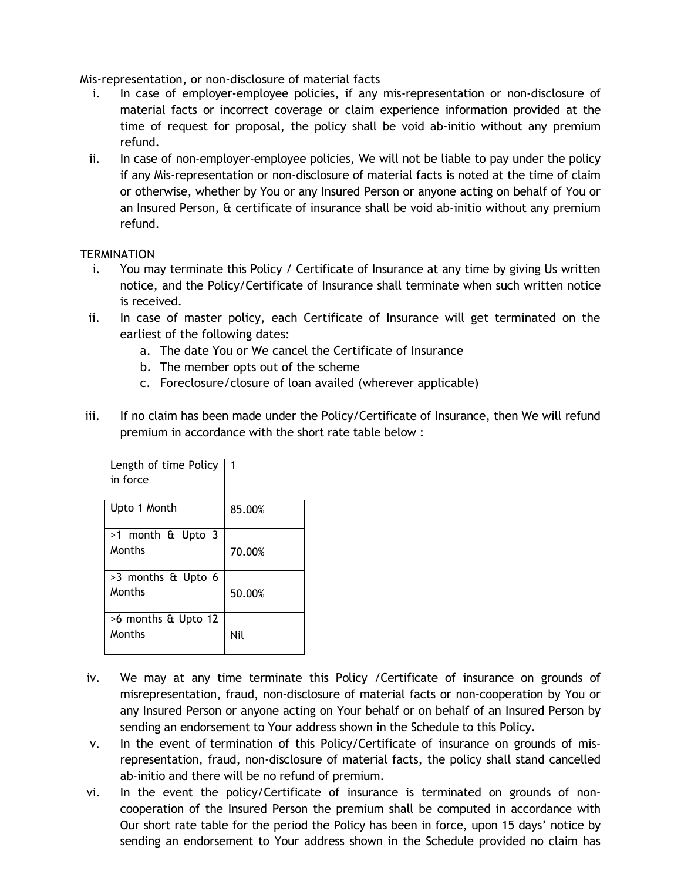Mis-representation, or non-disclosure of material facts

i. In case of employer-employee policies, if any mis-representation or non-disclosure of material facts or incorrect coverage or claim experience information provided at the time of request for proposal, the policy shall be void ab-initio without any premium refund.
ii. In case of non-employer-employee policies, We will not be liable to pay under the policy if any Mis-representation or non-disclosure of material facts is noted at the time of claim or otherwise, whether by You or any Insured Person or anyone acting on behalf of You or an Insured Person, & certificate of insurance shall be void ab-initio without any premium refund.

TERMINATION

i. You may terminate this Policy / Certificate of Insurance at any time by giving Us written notice, and the Policy/Certificate of Insurance shall terminate when such written notice is received.
ii. In case of master policy, each Certificate of Insurance will get terminated on the earliest of the following dates:
    a. The date You or We cancel the Certificate of Insurance
    b. The member opts out of the scheme
    c. Foreclosure/closure of loan availed (wherever applicable)
iii. If no claim has been made under the Policy/Certificate of Insurance, then We will refund premium in accordance with the short rate table below :

| Length of time Policy in force | 1 |
|---|---|
| Upto 1 Month | 85.00% |
| >1 month & Upto 3 Months | 70.00% |
| >3 months & Upto 6 Months | 50.00% |
| >6 months & Upto 12 Months | Nil |

iv. We may at any time terminate this Policy /Certificate of insurance on grounds of misrepresentation, fraud, non-disclosure of material facts or non-cooperation by You or any Insured Person or anyone acting on Your behalf or on behalf of an Insured Person by sending an endorsement to Your address shown in the Schedule to this Policy.
v. In the event of termination of this Policy/Certificate of insurance on grounds of mis-representation, fraud, non-disclosure of material facts, the policy shall stand cancelled ab-initio and there will be no refund of premium.
vi. In the event the policy/Certificate of insurance is terminated on grounds of non-cooperation of the Insured Person the premium shall be computed in accordance with Our short rate table for the period the Policy has been in force, upon 15 days' notice by sending an endorsement to Your address shown in the Schedule provided no claim has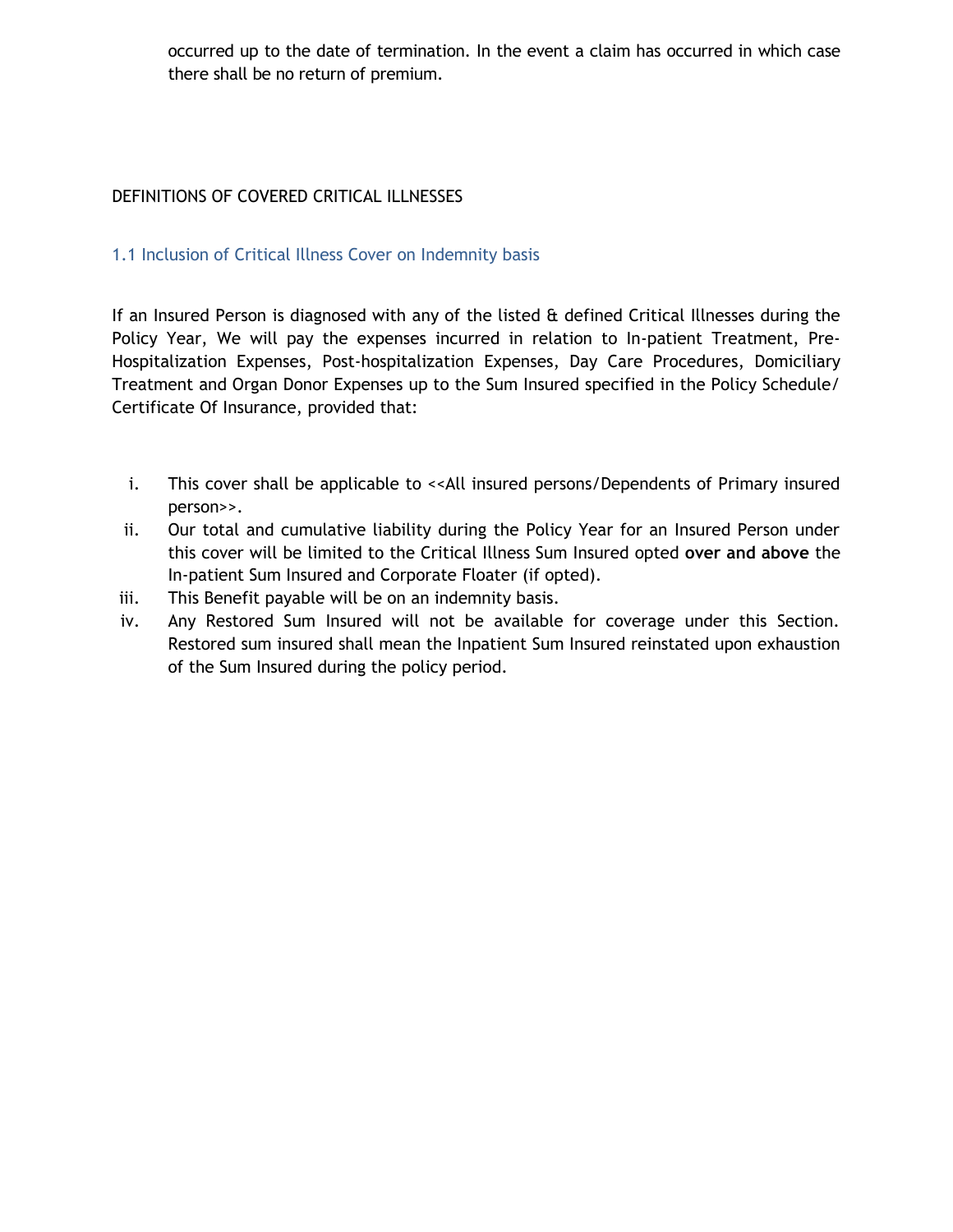occurred up to the date of termination. In the event a claim has occurred in which case there shall be no return of premium.

DEFINITIONS OF COVERED CRITICAL ILLNESSES

### 1.1 Inclusion of Critical Illness Cover on Indemnity basis

If an Insured Person is diagnosed with any of the listed & defined Critical Illnesses during the Policy Year, We will pay the expenses incurred in relation to In-patient Treatment, Pre-Hospitalization Expenses, Post-hospitalization Expenses, Day Care Procedures, Domiciliary Treatment and Organ Donor Expenses up to the Sum Insured specified in the Policy Schedule/ Certificate Of Insurance, provided that:

i. This cover shall be applicable to <<All insured persons/Dependents of Primary insured person>>.
ii. Our total and cumulative liability during the Policy Year for an Insured Person under this cover will be limited to the Critical Illness Sum Insured opted **over and above** the In-patient Sum Insured and Corporate Floater (if opted).
iii. This Benefit payable will be on an indemnity basis.
iv. Any Restored Sum Insured will not be available for coverage under this Section. Restored sum insured shall mean the Inpatient Sum Insured reinstated upon exhaustion of the Sum Insured during the policy period.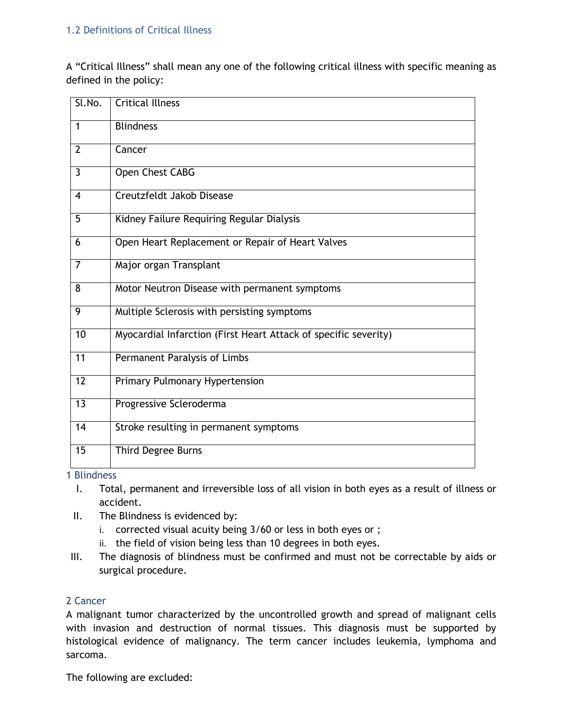### 1.2 Definitions of Critical Illness

A "Critical Illness" shall mean any one of the following critical illness with specific meaning as defined in the policy:

| Sl.No. | Critical Illness |
|---|---|
| 1 | Blindness |
| 2 | Cancer |
| 3 | Open Chest CABG |
| 4 | Creutzfeldt Jakob Disease |
| 5 | Kidney Failure Requiring Regular Dialysis |
| 6 | Open Heart Replacement or Repair of Heart Valves |
| 7 | Major organ Transplant |
| 8 | Motor Neutron Disease with permanent symptoms |
| 9 | Multiple Sclerosis with persisting symptoms |
| 10 | Myocardial Infarction (First Heart Attack of specific severity) |
| 11 | Permanent Paralysis of Limbs |
| 12 | Primary Pulmonary Hypertension |
| 13 | Progressive Scleroderma |
| 14 | Stroke resulting in permanent symptoms |
| 15 | Third Degree Burns |

#### 1 Blindness

I. Total, permanent and irreversible loss of all vision in both eyes as a result of illness or accident.

II. The Blindness is evidenced by:
   i. corrected visual acuity being 3/60 or less in both eyes or ;
   ii. the field of vision being less than 10 degrees in both eyes.

III. The diagnosis of blindness must be confirmed and must not be correctable by aids or surgical procedure.

#### 2 Cancer

A malignant tumor characterized by the uncontrolled growth and spread of malignant cells with invasion and destruction of normal tissues. This diagnosis must be supported by histological evidence of malignancy. The term cancer includes leukemia, lymphoma and sarcoma.

The following are excluded: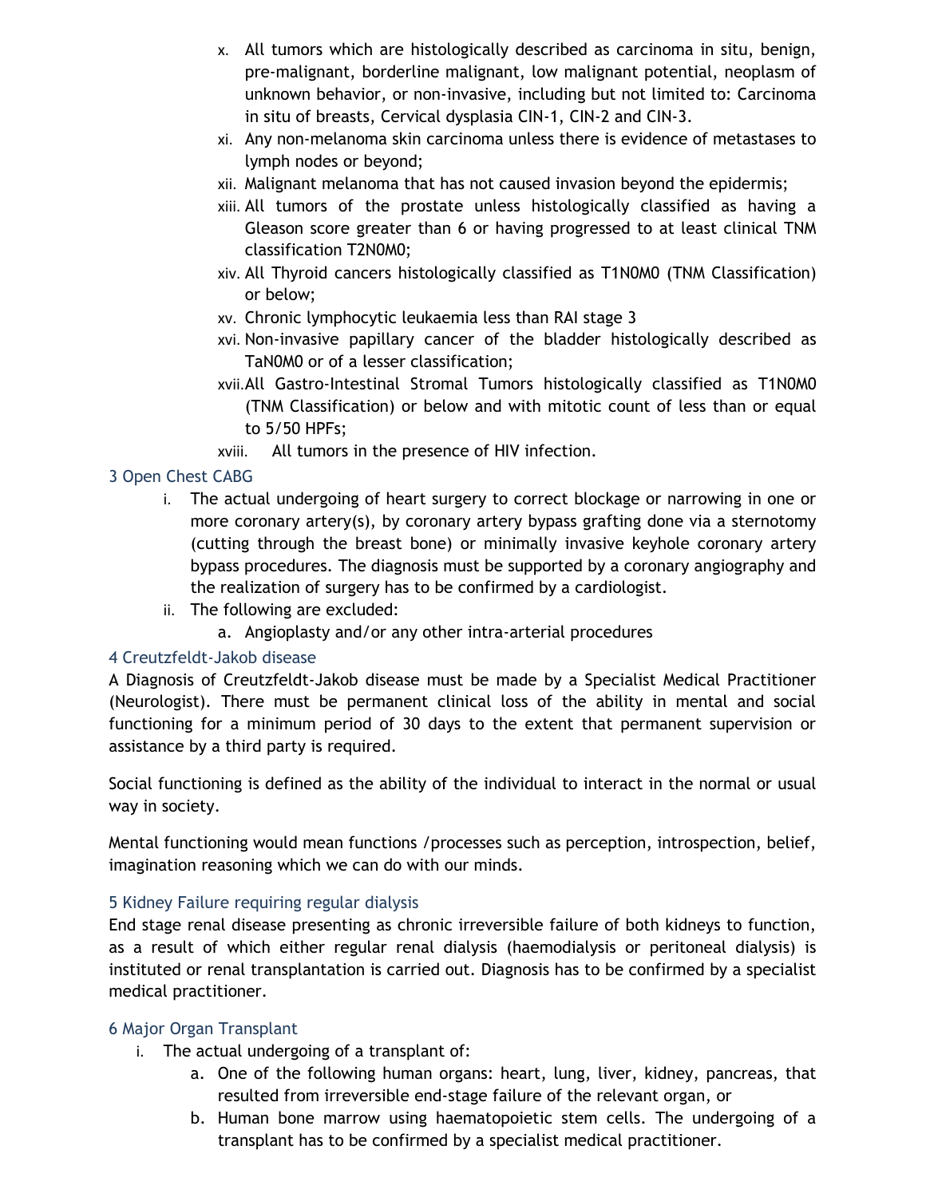x. All tumors which are histologically described as carcinoma in situ, benign, pre-malignant, borderline malignant, low malignant potential, neoplasm of unknown behavior, or non-invasive, including but not limited to: Carcinoma in situ of breasts, Cervical dysplasia CIN-1, CIN-2 and CIN-3.

xi. Any non-melanoma skin carcinoma unless there is evidence of metastases to lymph nodes or beyond;

xii. Malignant melanoma that has not caused invasion beyond the epidermis;

xiii. All tumors of the prostate unless histologically classified as having a Gleason score greater than 6 or having progressed to at least clinical TNM classification T2N0M0;

xiv. All Thyroid cancers histologically classified as T1N0M0 (TNM Classification) or below;

xv. Chronic lymphocytic leukaemia less than RAI stage 3

xvi. Non-invasive papillary cancer of the bladder histologically described as TaN0M0 or of a lesser classification;

xvii. All Gastro-Intestinal Stromal Tumors histologically classified as T1N0M0 (TNM Classification) or below and with mitotic count of less than or equal to 5/50 HPFs;

xviii. All tumors in the presence of HIV infection.

### 3 Open Chest CABG

i. The actual undergoing of heart surgery to correct blockage or narrowing in one or more coronary artery(s), by coronary artery bypass grafting done via a sternotomy (cutting through the breast bone) or minimally invasive keyhole coronary artery bypass procedures. The diagnosis must be supported by a coronary angiography and the realization of surgery has to be confirmed by a cardiologist.

ii. The following are excluded:

   a. Angioplasty and/or any other intra-arterial procedures

### 4 Creutzfeldt-Jakob disease

A Diagnosis of Creutzfeldt-Jakob disease must be made by a Specialist Medical Practitioner (Neurologist). There must be permanent clinical loss of the ability in mental and social functioning for a minimum period of 30 days to the extent that permanent supervision or assistance by a third party is required.

Social functioning is defined as the ability of the individual to interact in the normal or usual way in society.

Mental functioning would mean functions /processes such as perception, introspection, belief, imagination reasoning which we can do with our minds.

### 5 Kidney Failure requiring regular dialysis

End stage renal disease presenting as chronic irreversible failure of both kidneys to function, as a result of which either regular renal dialysis (haemodialysis or peritoneal dialysis) is instituted or renal transplantation is carried out. Diagnosis has to be confirmed by a specialist medical practitioner.

### 6 Major Organ Transplant

i. The actual undergoing of a transplant of:

   a. One of the following human organs: heart, lung, liver, kidney, pancreas, that resulted from irreversible end-stage failure of the relevant organ, or

   b. Human bone marrow using haematopoietic stem cells. The undergoing of a transplant has to be confirmed by a specialist medical practitioner.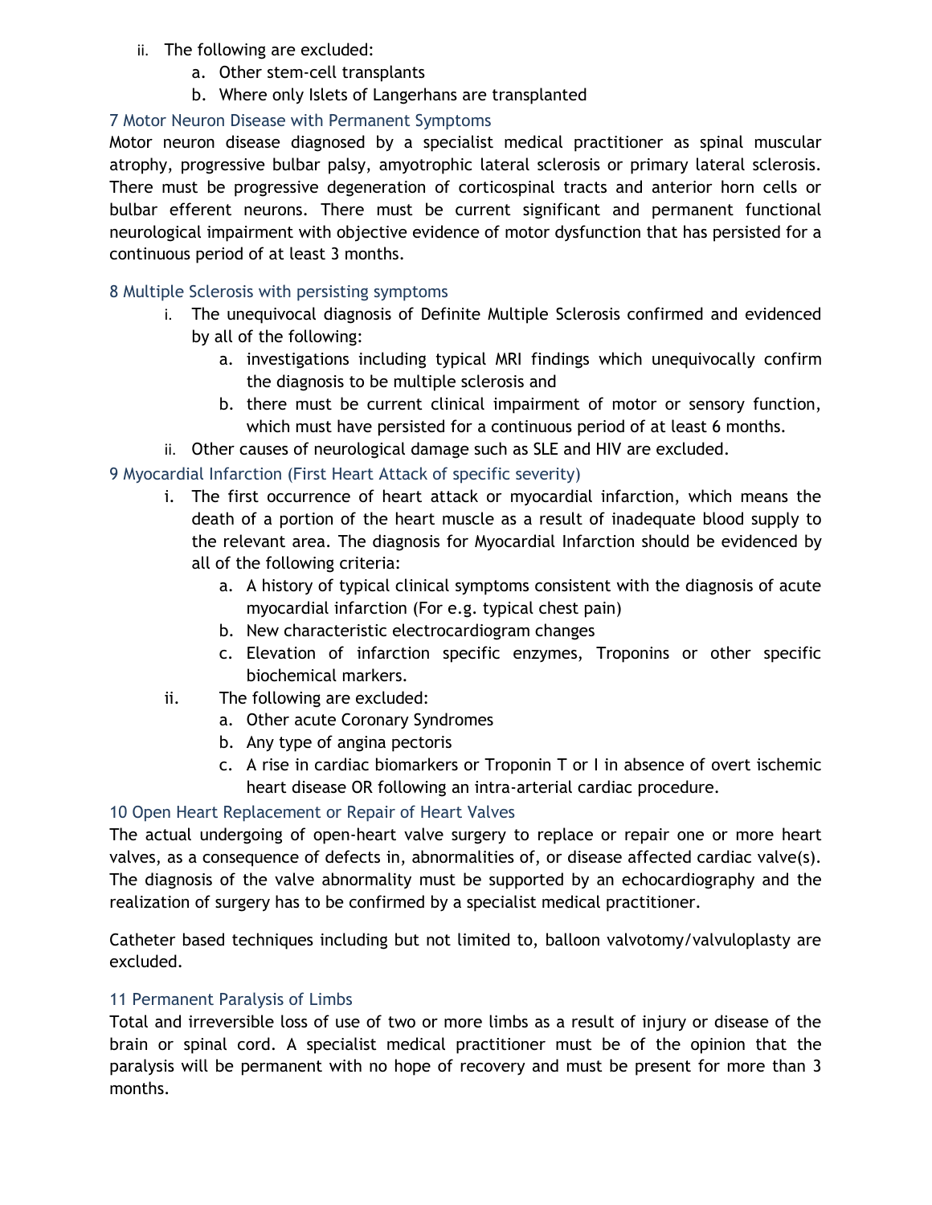ii. The following are excluded:
    a. Other stem-cell transplants
    b. Where only Islets of Langerhans are transplanted

### 7 Motor Neuron Disease with Permanent Symptoms

Motor neuron disease diagnosed by a specialist medical practitioner as spinal muscular atrophy, progressive bulbar palsy, amyotrophic lateral sclerosis or primary lateral sclerosis. There must be progressive degeneration of corticospinal tracts and anterior horn cells or bulbar efferent neurons. There must be current significant and permanent functional neurological impairment with objective evidence of motor dysfunction that has persisted for a continuous period of at least 3 months.

### 8 Multiple Sclerosis with persisting symptoms

i. The unequivocal diagnosis of Definite Multiple Sclerosis confirmed and evidenced by all of the following:
    a. investigations including typical MRI findings which unequivocally confirm the diagnosis to be multiple sclerosis and
    b. there must be current clinical impairment of motor or sensory function, which must have persisted for a continuous period of at least 6 months.

ii. Other causes of neurological damage such as SLE and HIV are excluded.

### 9 Myocardial Infarction (First Heart Attack of specific severity)

i. The first occurrence of heart attack or myocardial infarction, which means the death of a portion of the heart muscle as a result of inadequate blood supply to the relevant area. The diagnosis for Myocardial Infarction should be evidenced by all of the following criteria:
    a. A history of typical clinical symptoms consistent with the diagnosis of acute myocardial infarction (For e.g. typical chest pain)
    b. New characteristic electrocardiogram changes
    c. Elevation of infarction specific enzymes, Troponins or other specific biochemical markers.

ii. The following are excluded:
    a. Other acute Coronary Syndromes
    b. Any type of angina pectoris
    c. A rise in cardiac biomarkers or Troponin T or I in absence of overt ischemic heart disease OR following an intra-arterial cardiac procedure.

### 10 Open Heart Replacement or Repair of Heart Valves

The actual undergoing of open-heart valve surgery to replace or repair one or more heart valves, as a consequence of defects in, abnormalities of, or disease affected cardiac valve(s). The diagnosis of the valve abnormality must be supported by an echocardiography and the realization of surgery has to be confirmed by a specialist medical practitioner.

Catheter based techniques including but not limited to, balloon valvotomy/valvuloplasty are excluded.

### 11 Permanent Paralysis of Limbs

Total and irreversible loss of use of two or more limbs as a result of injury or disease of the brain or spinal cord. A specialist medical practitioner must be of the opinion that the paralysis will be permanent with no hope of recovery and must be present for more than 3 months.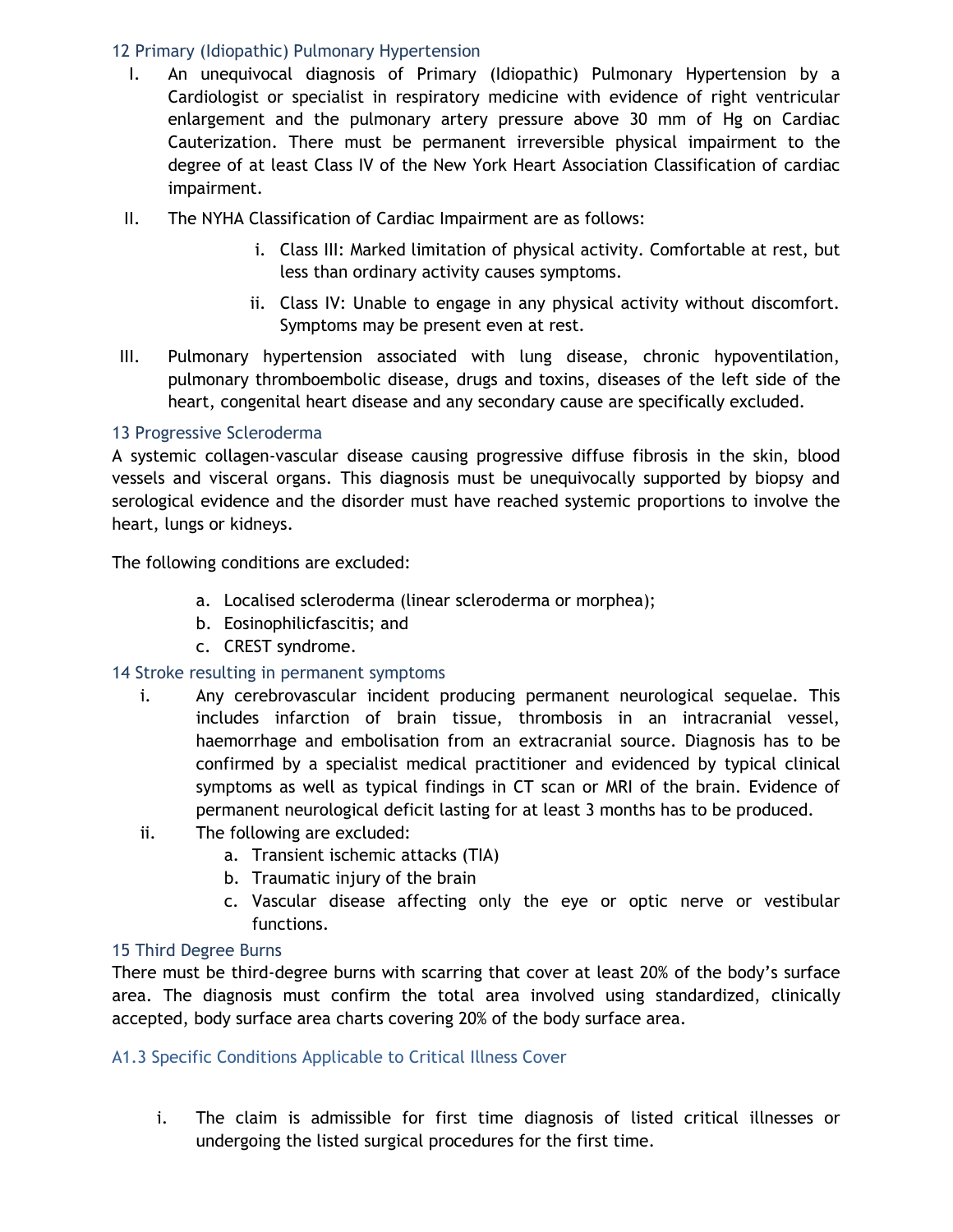### 12 Primary (Idiopathic) Pulmonary Hypertension

I. An unequivocal diagnosis of Primary (Idiopathic) Pulmonary Hypertension by a Cardiologist or specialist in respiratory medicine with evidence of right ventricular enlargement and the pulmonary artery pressure above 30 mm of Hg on Cardiac Cauterization. There must be permanent irreversible physical impairment to the degree of at least Class IV of the New York Heart Association Classification of cardiac impairment.

II. The NYHA Classification of Cardiac Impairment are as follows:

   i. Class III: Marked limitation of physical activity. Comfortable at rest, but less than ordinary activity causes symptoms.

   ii. Class IV: Unable to engage in any physical activity without discomfort. Symptoms may be present even at rest.

III. Pulmonary hypertension associated with lung disease, chronic hypoventilation, pulmonary thromboembolic disease, drugs and toxins, diseases of the left side of the heart, congenital heart disease and any secondary cause are specifically excluded.

### 13 Progressive Scleroderma

A systemic collagen-vascular disease causing progressive diffuse fibrosis in the skin, blood vessels and visceral organs. This diagnosis must be unequivocally supported by biopsy and serological evidence and the disorder must have reached systemic proportions to involve the heart, lungs or kidneys.

The following conditions are excluded:

a. Localised scleroderma (linear scleroderma or morphea);
b. Eosinophilicfascitis; and
c. CREST syndrome.

### 14 Stroke resulting in permanent symptoms

i. Any cerebrovascular incident producing permanent neurological sequelae. This includes infarction of brain tissue, thrombosis in an intracranial vessel, haemorrhage and embolisation from an extracranial source. Diagnosis has to be confirmed by a specialist medical practitioner and evidenced by typical clinical symptoms as well as typical findings in CT scan or MRI of the brain. Evidence of permanent neurological deficit lasting for at least 3 months has to be produced.

ii. The following are excluded:
   a. Transient ischemic attacks (TIA)
   b. Traumatic injury of the brain
   c. Vascular disease affecting only the eye or optic nerve or vestibular functions.

### 15 Third Degree Burns

There must be third-degree burns with scarring that cover at least 20% of the body's surface area. The diagnosis must confirm the total area involved using standardized, clinically accepted, body surface area charts covering 20% of the body surface area.

## A1.3 Specific Conditions Applicable to Critical Illness Cover

i. The claim is admissible for first time diagnosis of listed critical illnesses or undergoing the listed surgical procedures for the first time.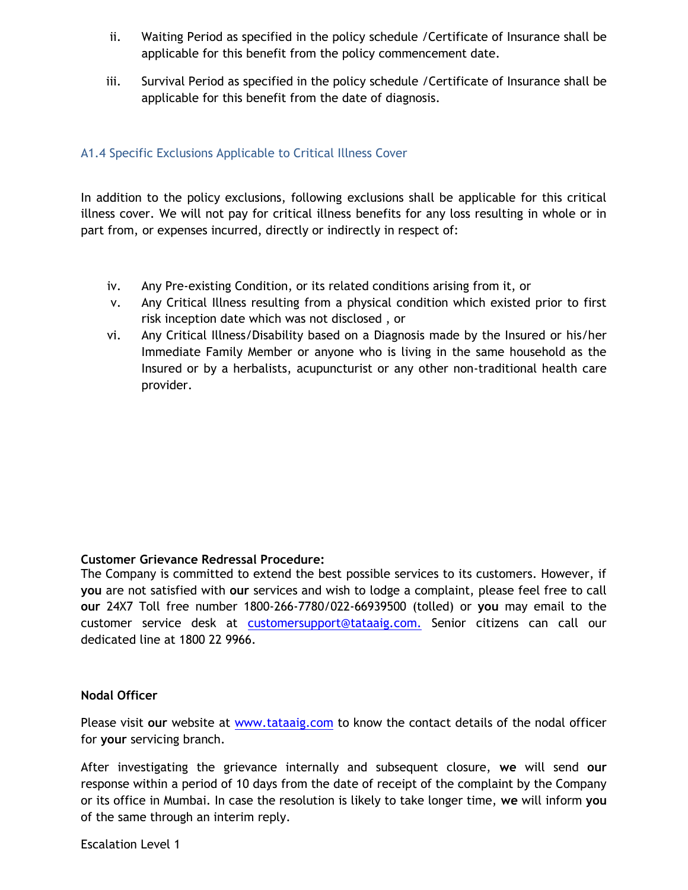ii. Waiting Period as specified in the policy schedule /Certificate of Insurance shall be applicable for this benefit from the policy commencement date.

iii. Survival Period as specified in the policy schedule /Certificate of Insurance shall be applicable for this benefit from the date of diagnosis.

### A1.4 Specific Exclusions Applicable to Critical Illness Cover

In addition to the policy exclusions, following exclusions shall be applicable for this critical illness cover. We will not pay for critical illness benefits for any loss resulting in whole or in part from, or expenses incurred, directly or indirectly in respect of:

iv. Any Pre-existing Condition, or its related conditions arising from it, or

v. Any Critical Illness resulting from a physical condition which existed prior to first risk inception date which was not disclosed , or

vi. Any Critical Illness/Disability based on a Diagnosis made by the Insured or his/her Immediate Family Member or anyone who is living in the same household as the Insured or by a herbalists, acupuncturist or any other non-traditional health care provider.

**Customer Grievance Redressal Procedure:**

The Company is committed to extend the best possible services to its customers. However, if **you** are not satisfied with **our** services and wish to lodge a complaint, please feel free to call **our** 24X7 Toll free number 1800-266-7780/022-66939500 (tolled) or **you** may email to the customer service desk at customersupport@tataaig.com. Senior citizens can call our dedicated line at 1800 22 9966.

**Nodal Officer**

Please visit **our** website at www.tataaig.com to know the contact details of the nodal officer for **your** servicing branch.

After investigating the grievance internally and subsequent closure, **we** will send **our** response within a period of 10 days from the date of receipt of the complaint by the Company or its office in Mumbai. In case the resolution is likely to take longer time, **we** will inform **you** of the same through an interim reply.

Escalation Level 1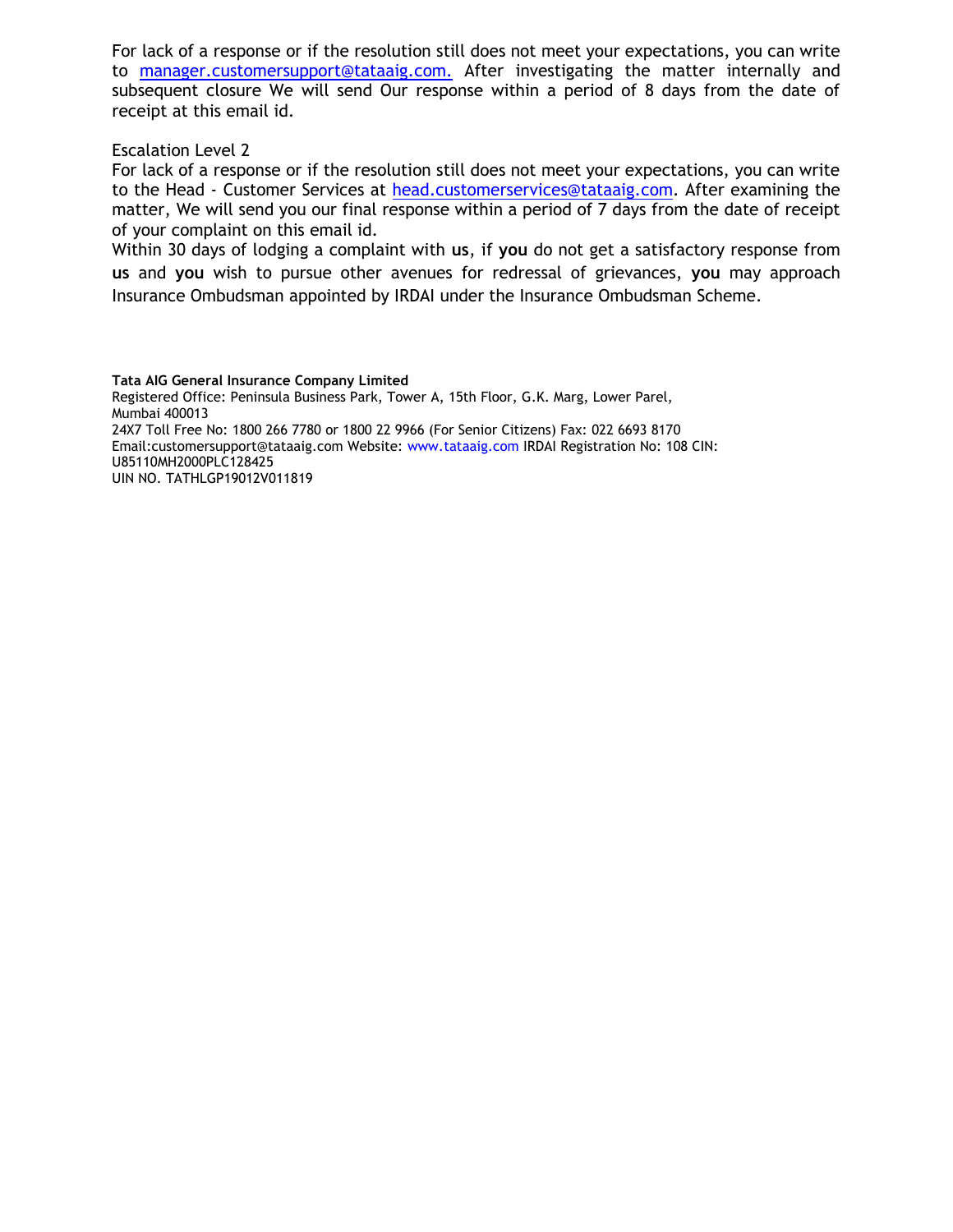For lack of a response or if the resolution still does not meet your expectations, you can write to manager.customersupport@tataaig.com. After investigating the matter internally and subsequent closure We will send Our response within a period of 8 days from the date of receipt at this email id.

Escalation Level 2

For lack of a response or if the resolution still does not meet your expectations, you can write to the Head - Customer Services at head.customerservices@tataaig.com. After examining the matter, We will send you our final response within a period of 7 days from the date of receipt of your complaint on this email id.

Within 30 days of lodging a complaint with **us**, if **you** do not get a satisfactory response from **us** and **you** wish to pursue other avenues for redressal of grievances, **you** may approach Insurance Ombudsman appointed by IRDAI under the Insurance Ombudsman Scheme.

**Tata AIG General Insurance Company Limited**
Registered Office: Peninsula Business Park, Tower A, 15th Floor, G.K. Marg, Lower Parel, Mumbai 400013
24X7 Toll Free No: 1800 266 7780 or 1800 22 9966 (For Senior Citizens) Fax: 022 6693 8170
Email:customersupport@tataaig.com Website: www.tataaig.com IRDAI Registration No: 108 CIN: U85110MH2000PLC128425
UIN NO. TATHLGP19012V011819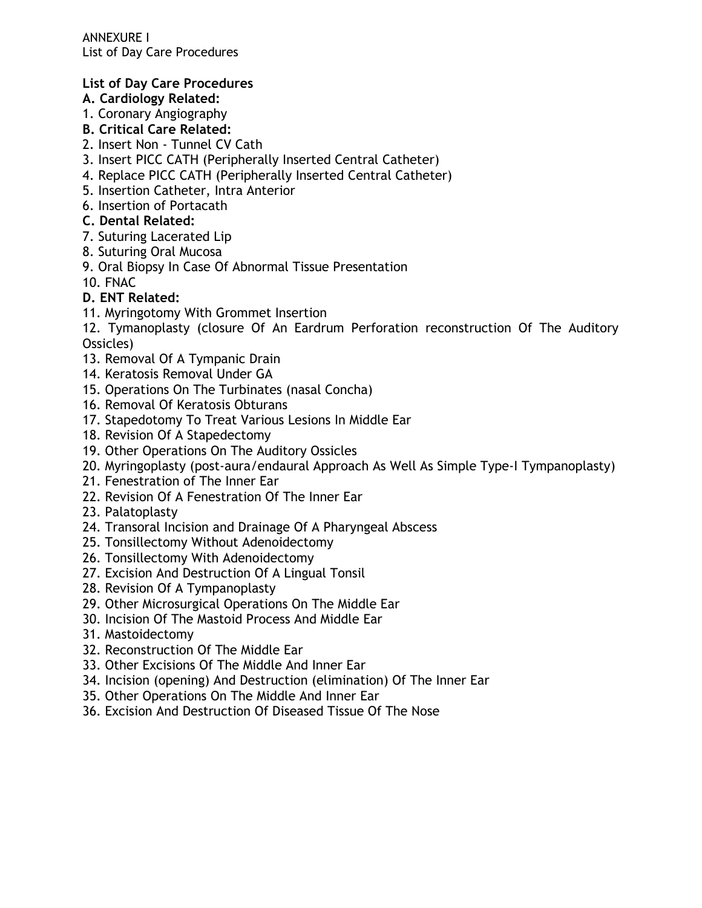ANNEXURE I
List of Day Care Procedures

**List of Day Care Procedures**

**A. Cardiology Related:**

1. Coronary Angiography

**B. Critical Care Related:**

2. Insert Non - Tunnel CV Cath
3. Insert PICC CATH (Peripherally Inserted Central Catheter)
4. Replace PICC CATH (Peripherally Inserted Central Catheter)
5. Insertion Catheter, Intra Anterior
6. Insertion of Portacath

**C. Dental Related:**

7. Suturing Lacerated Lip
8. Suturing Oral Mucosa
9. Oral Biopsy In Case Of Abnormal Tissue Presentation
10. FNAC

**D. ENT Related:**

11. Myringotomy With Grommet Insertion
12. Tymanoplasty (closure Of An Eardrum Perforation reconstruction Of The Auditory Ossicles)
13. Removal Of A Tympanic Drain
14. Keratosis Removal Under GA
15. Operations On The Turbinates (nasal Concha)
16. Removal Of Keratosis Obturans
17. Stapedotomy To Treat Various Lesions In Middle Ear
18. Revision Of A Stapedectomy
19. Other Operations On The Auditory Ossicles
20. Myringoplasty (post-aura/endaural Approach As Well As Simple Type-I Tympanoplasty)
21. Fenestration of The Inner Ear
22. Revision Of A Fenestration Of The Inner Ear
23. Palatoplasty
24. Transoral Incision and Drainage Of A Pharyngeal Abscess
25. Tonsillectomy Without Adenoidectomy
26. Tonsillectomy With Adenoidectomy
27. Excision And Destruction Of A Lingual Tonsil
28. Revision Of A Tympanoplasty
29. Other Microsurgical Operations On The Middle Ear
30. Incision Of The Mastoid Process And Middle Ear
31. Mastoidectomy
32. Reconstruction Of The Middle Ear
33. Other Excisions Of The Middle And Inner Ear
34. Incision (opening) And Destruction (elimination) Of The Inner Ear
35. Other Operations On The Middle And Inner Ear
36. Excision And Destruction Of Diseased Tissue Of The Nose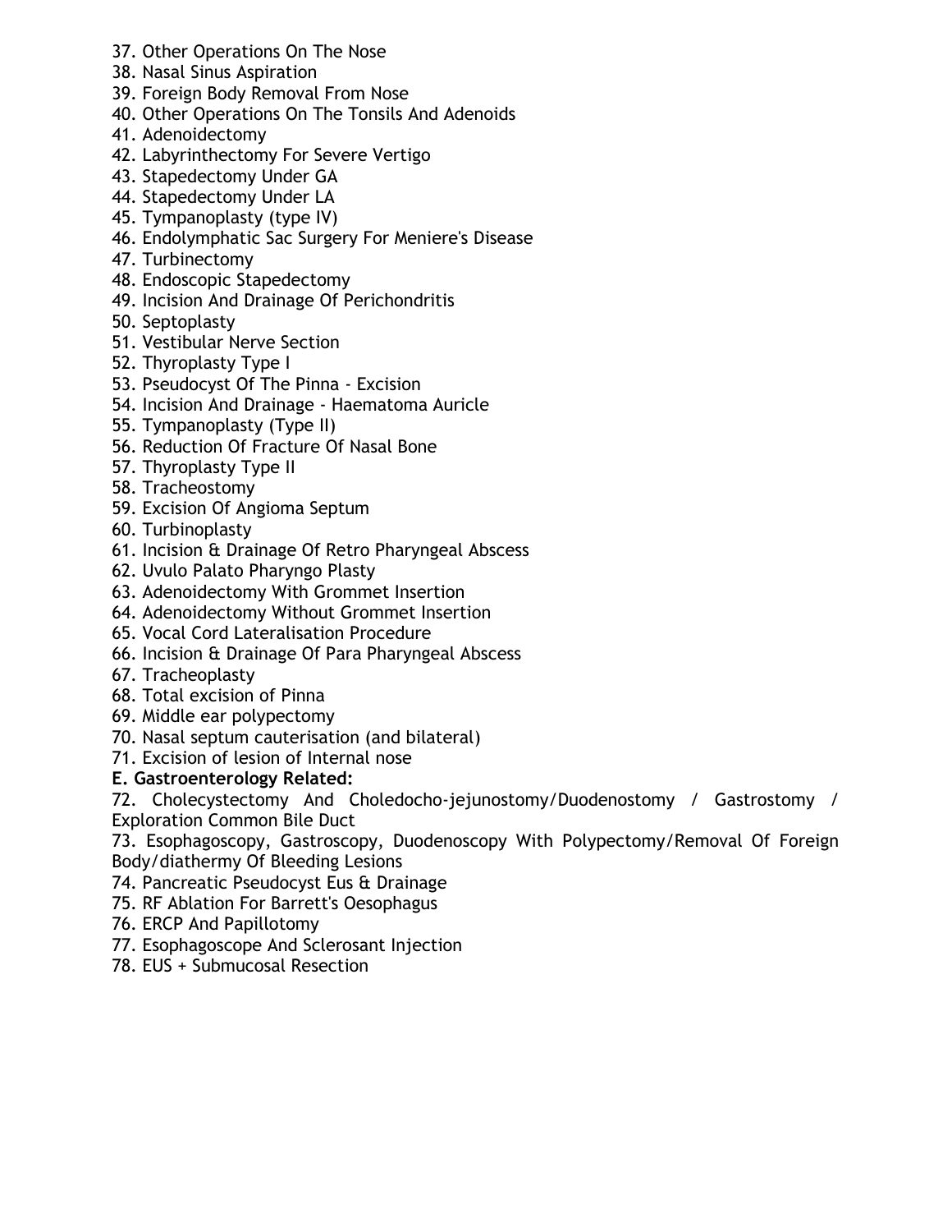37. Other Operations On The Nose
38. Nasal Sinus Aspiration
39. Foreign Body Removal From Nose
40. Other Operations On The Tonsils And Adenoids
41. Adenoidectomy
42. Labyrinthectomy For Severe Vertigo
43. Stapedectomy Under GA
44. Stapedectomy Under LA
45. Tympanoplasty (type IV)
46. Endolymphatic Sac Surgery For Meniere's Disease
47. Turbinectomy
48. Endoscopic Stapedectomy
49. Incision And Drainage Of Perichondritis
50. Septoplasty
51. Vestibular Nerve Section
52. Thyroplasty Type I
53. Pseudocyst Of The Pinna - Excision
54. Incision And Drainage - Haematoma Auricle
55. Tympanoplasty (Type II)
56. Reduction Of Fracture Of Nasal Bone
57. Thyroplasty Type II
58. Tracheostomy
59. Excision Of Angioma Septum
60. Turbinoplasty
61. Incision & Drainage Of Retro Pharyngeal Abscess
62. Uvulo Palato Pharyngo Plasty
63. Adenoidectomy With Grommet Insertion
64. Adenoidectomy Without Grommet Insertion
65. Vocal Cord Lateralisation Procedure
66. Incision & Drainage Of Para Pharyngeal Abscess
67. Tracheoplasty
68. Total excision of Pinna
69. Middle ear polypectomy
70. Nasal septum cauterisation (and bilateral)
71. Excision of lesion of Internal nose

**E. Gastroenterology Related:**

72. Cholecystectomy And Choledocho-jejunostomy/Duodenostomy / Gastrostomy / Exploration Common Bile Duct
73. Esophagoscopy, Gastroscopy, Duodenoscopy With Polypectomy/Removal Of Foreign Body/diathermy Of Bleeding Lesions
74. Pancreatic Pseudocyst Eus & Drainage
75. RF Ablation For Barrett's Oesophagus
76. ERCP And Papillotomy
77. Esophagoscope And Sclerosant Injection
78. EUS + Submucosal Resection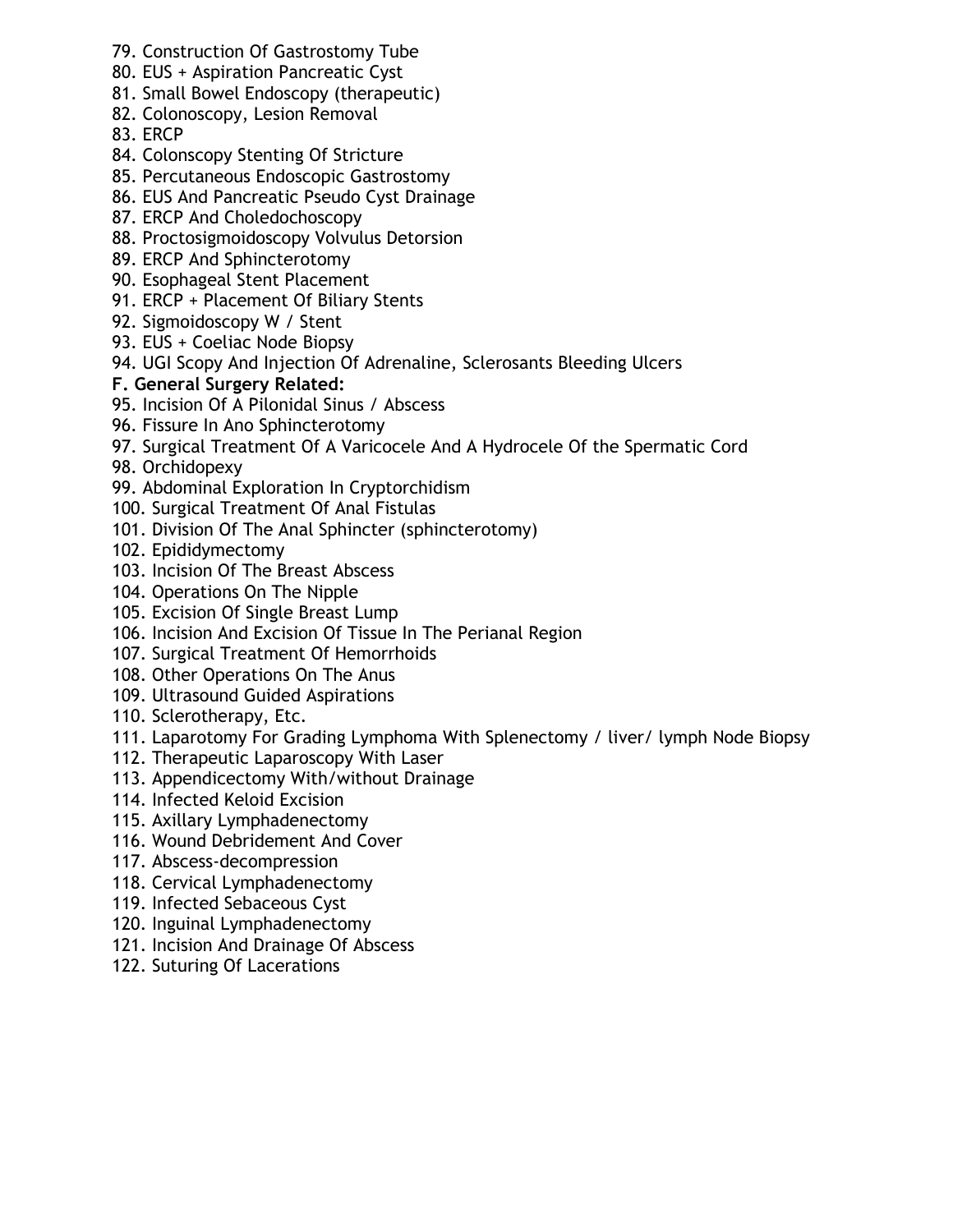79. Construction Of Gastrostomy Tube
80. EUS + Aspiration Pancreatic Cyst
81. Small Bowel Endoscopy (therapeutic)
82. Colonoscopy, Lesion Removal
83. ERCP
84. Colonscopy Stenting Of Stricture
85. Percutaneous Endoscopic Gastrostomy
86. EUS And Pancreatic Pseudo Cyst Drainage
87. ERCP And Choledochoscopy
88. Proctosigmoidoscopy Volvulus Detorsion
89. ERCP And Sphincterotomy
90. Esophageal Stent Placement
91. ERCP + Placement Of Biliary Stents
92. Sigmoidoscopy W / Stent
93. EUS + Coeliac Node Biopsy
94. UGI Scopy And Injection Of Adrenaline, Sclerosants Bleeding Ulcers

**F. General Surgery Related:**

95. Incision Of A Pilonidal Sinus / Abscess
96. Fissure In Ano Sphincterotomy
97. Surgical Treatment Of A Varicocele And A Hydrocele Of the Spermatic Cord
98. Orchidopexy
99. Abdominal Exploration In Cryptorchidism
100. Surgical Treatment Of Anal Fistulas
101. Division Of The Anal Sphincter (sphincterotomy)
102. Epididymectomy
103. Incision Of The Breast Abscess
104. Operations On The Nipple
105. Excision Of Single Breast Lump
106. Incision And Excision Of Tissue In The Perianal Region
107. Surgical Treatment Of Hemorrhoids
108. Other Operations On The Anus
109. Ultrasound Guided Aspirations
110. Sclerotherapy, Etc.
111. Laparotomy For Grading Lymphoma With Splenectomy / liver/ lymph Node Biopsy
112. Therapeutic Laparoscopy With Laser
113. Appendicectomy With/without Drainage
114. Infected Keloid Excision
115. Axillary Lymphadenectomy
116. Wound Debridement And Cover
117. Abscess-decompression
118. Cervical Lymphadenectomy
119. Infected Sebaceous Cyst
120. Inguinal Lymphadenectomy
121. Incision And Drainage Of Abscess
122. Suturing Of Lacerations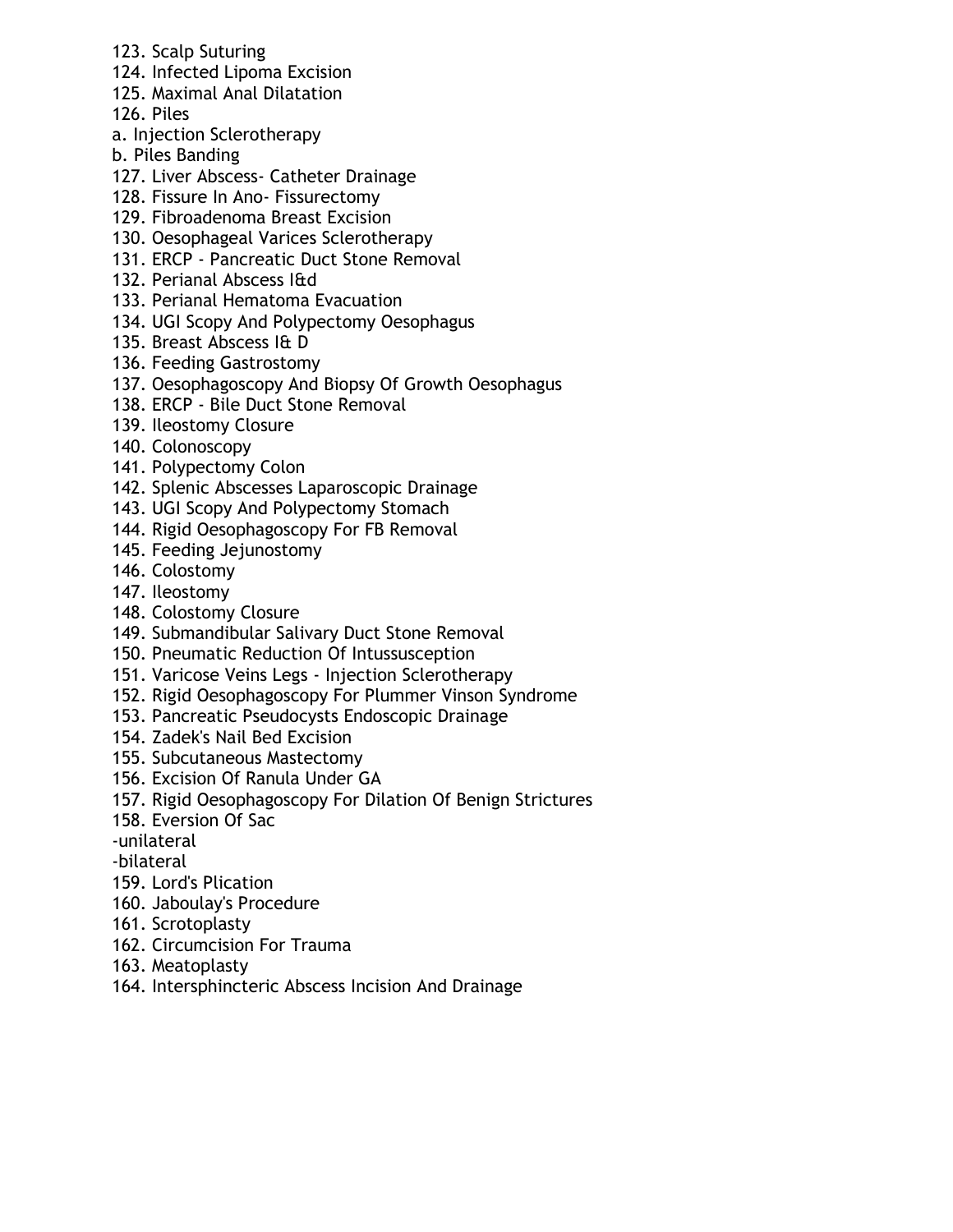123. Scalp Suturing
124. Infected Lipoma Excision
125. Maximal Anal Dilatation
126. Piles

a. Injection Sclerotherapy
b. Piles Banding

127. Liver Abscess- Catheter Drainage
128. Fissure In Ano- Fissurectomy
129. Fibroadenoma Breast Excision
130. Oesophageal Varices Sclerotherapy
131. ERCP - Pancreatic Duct Stone Removal
132. Perianal Abscess I&d
133. Perianal Hematoma Evacuation
134. UGI Scopy And Polypectomy Oesophagus
135. Breast Abscess I& D
136. Feeding Gastrostomy
137. Oesophagoscopy And Biopsy Of Growth Oesophagus
138. ERCP - Bile Duct Stone Removal
139. Ileostomy Closure
140. Colonoscopy
141. Polypectomy Colon
142. Splenic Abscesses Laparoscopic Drainage
143. UGI Scopy And Polypectomy Stomach
144. Rigid Oesophagoscopy For FB Removal
145. Feeding Jejunostomy
146. Colostomy
147. Ileostomy
148. Colostomy Closure
149. Submandibular Salivary Duct Stone Removal
150. Pneumatic Reduction Of Intussusception
151. Varicose Veins Legs - Injection Sclerotherapy
152. Rigid Oesophagoscopy For Plummer Vinson Syndrome
153. Pancreatic Pseudocysts Endoscopic Drainage
154. Zadek's Nail Bed Excision
155. Subcutaneous Mastectomy
156. Excision Of Ranula Under GA
157. Rigid Oesophagoscopy For Dilation Of Benign Strictures
158. Eversion Of Sac

-unilateral
-bilateral

159. Lord's Plication
160. Jaboulay's Procedure
161. Scrotoplasty
162. Circumcision For Trauma
163. Meatoplasty
164. Intersphincteric Abscess Incision And Drainage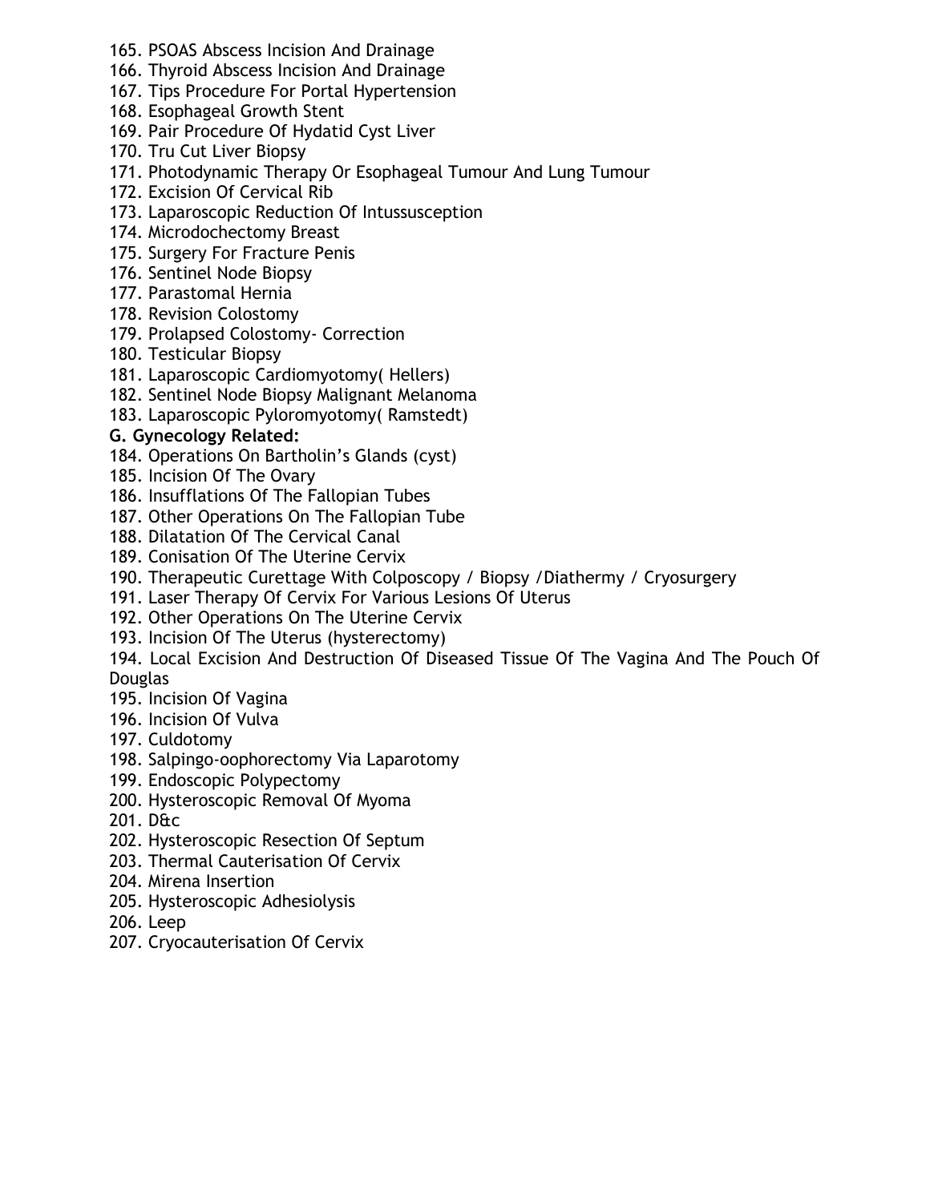165. PSOAS Abscess Incision And Drainage
166. Thyroid Abscess Incision And Drainage
167. Tips Procedure For Portal Hypertension
168. Esophageal Growth Stent
169. Pair Procedure Of Hydatid Cyst Liver
170. Tru Cut Liver Biopsy
171. Photodynamic Therapy Or Esophageal Tumour And Lung Tumour
172. Excision Of Cervical Rib
173. Laparoscopic Reduction Of Intussusception
174. Microdochectomy Breast
175. Surgery For Fracture Penis
176. Sentinel Node Biopsy
177. Parastomal Hernia
178. Revision Colostomy
179. Prolapsed Colostomy- Correction
180. Testicular Biopsy
181. Laparoscopic Cardiomyotomy( Hellers)
182. Sentinel Node Biopsy Malignant Melanoma
183. Laparoscopic Pyloromyotomy( Ramstedt)

**G. Gynecology Related:**

184. Operations On Bartholin's Glands (cyst)
185. Incision Of The Ovary
186. Insufflations Of The Fallopian Tubes
187. Other Operations On The Fallopian Tube
188. Dilatation Of The Cervical Canal
189. Conisation Of The Uterine Cervix
190. Therapeutic Curettage With Colposcopy / Biopsy /Diathermy / Cryosurgery
191. Laser Therapy Of Cervix For Various Lesions Of Uterus
192. Other Operations On The Uterine Cervix
193. Incision Of The Uterus (hysterectomy)
194. Local Excision And Destruction Of Diseased Tissue Of The Vagina And The Pouch Of Douglas
195. Incision Of Vagina
196. Incision Of Vulva
197. Culdotomy
198. Salpingo-oophorectomy Via Laparotomy
199. Endoscopic Polypectomy
200. Hysteroscopic Removal Of Myoma
201. D&c
202. Hysteroscopic Resection Of Septum
203. Thermal Cauterisation Of Cervix
204. Mirena Insertion
205. Hysteroscopic Adhesiolysis
206. Leep
207. Cryocauterisation Of Cervix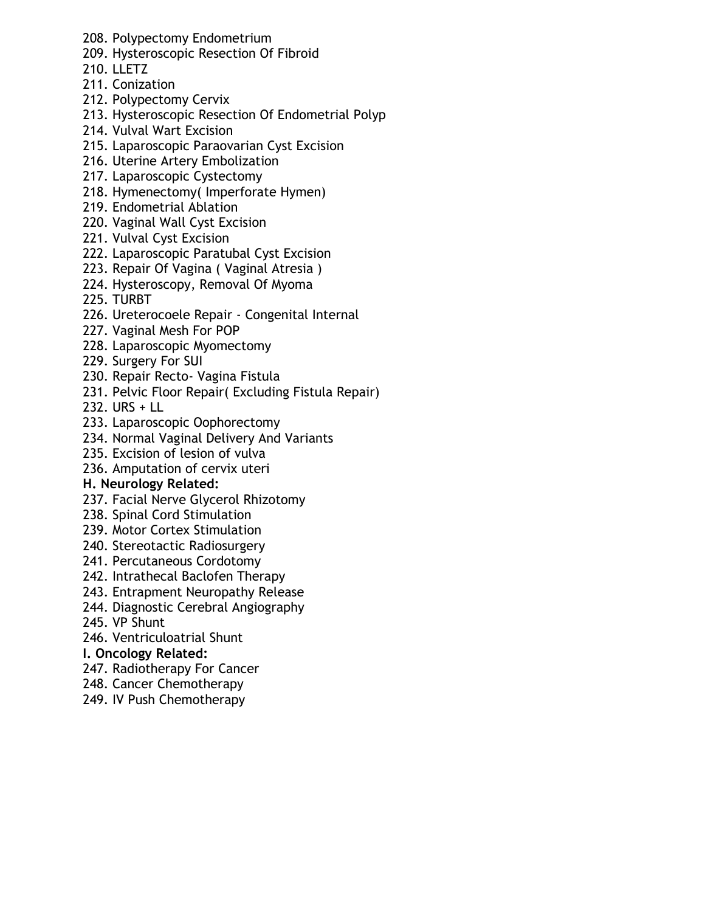208. Polypectomy Endometrium
209. Hysteroscopic Resection Of Fibroid
210. LLETZ
211. Conization
212. Polypectomy Cervix
213. Hysteroscopic Resection Of Endometrial Polyp
214. Vulval Wart Excision
215. Laparoscopic Paraovarian Cyst Excision
216. Uterine Artery Embolization
217. Laparoscopic Cystectomy
218. Hymenectomy( Imperforate Hymen)
219. Endometrial Ablation
220. Vaginal Wall Cyst Excision
221. Vulval Cyst Excision
222. Laparoscopic Paratubal Cyst Excision
223. Repair Of Vagina ( Vaginal Atresia )
224. Hysteroscopy, Removal Of Myoma
225. TURBT
226. Ureterocoele Repair - Congenital Internal
227. Vaginal Mesh For POP
228. Laparoscopic Myomectomy
229. Surgery For SUI
230. Repair Recto- Vagina Fistula
231. Pelvic Floor Repair( Excluding Fistula Repair)
232. URS + LL
233. Laparoscopic Oophorectomy
234. Normal Vaginal Delivery And Variants
235. Excision of lesion of vulva
236. Amputation of cervix uteri

**H. Neurology Related:**

237. Facial Nerve Glycerol Rhizotomy
238. Spinal Cord Stimulation
239. Motor Cortex Stimulation
240. Stereotactic Radiosurgery
241. Percutaneous Cordotomy
242. Intrathecal Baclofen Therapy
243. Entrapment Neuropathy Release
244. Diagnostic Cerebral Angiography
245. VP Shunt
246. Ventriculoatrial Shunt

**I. Oncology Related:**

247. Radiotherapy For Cancer
248. Cancer Chemotherapy
249. IV Push Chemotherapy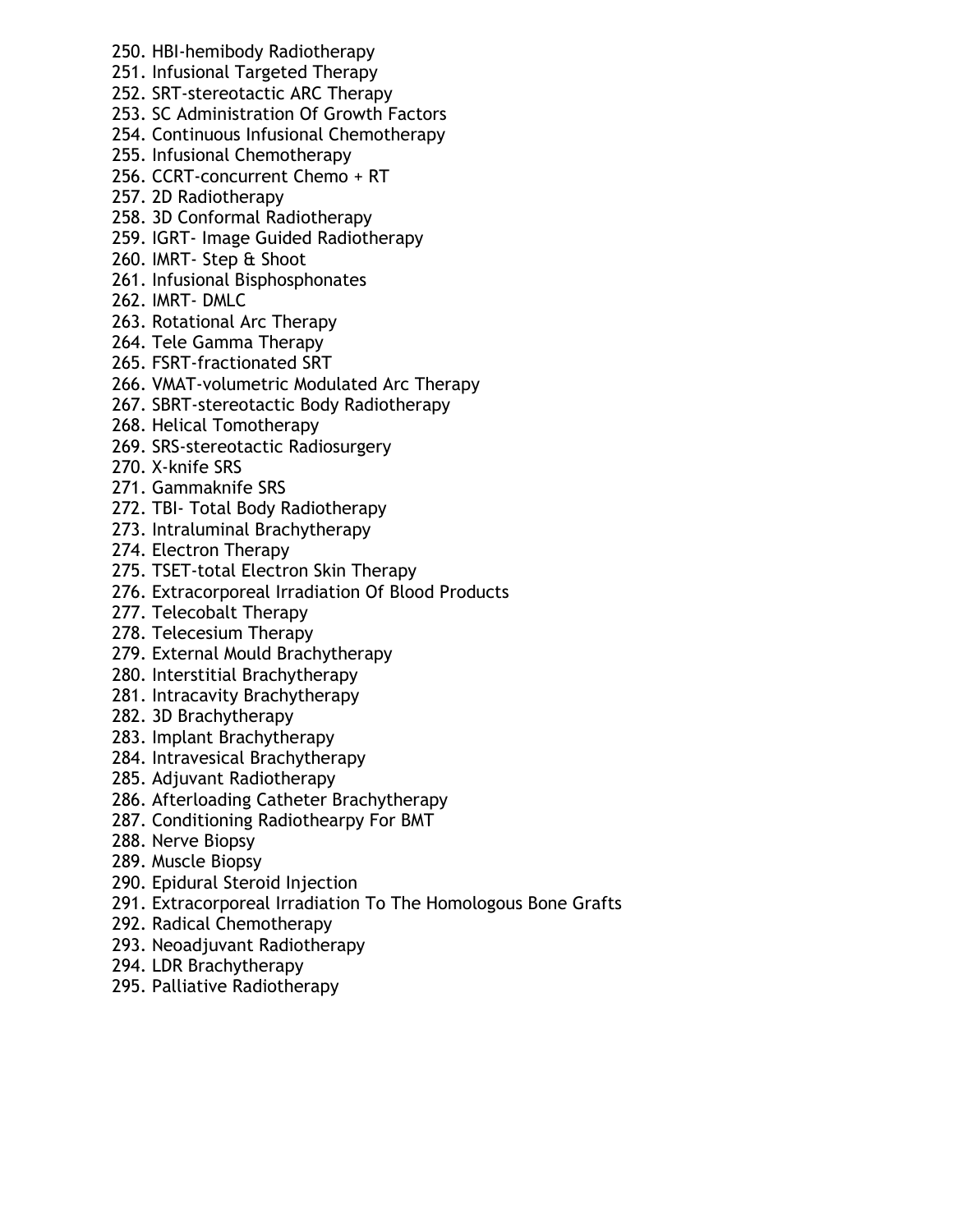250. HBI-hemibody Radiotherapy
251. Infusional Targeted Therapy
252. SRT-stereotactic ARC Therapy
253. SC Administration Of Growth Factors
254. Continuous Infusional Chemotherapy
255. Infusional Chemotherapy
256. CCRT-concurrent Chemo + RT
257. 2D Radiotherapy
258. 3D Conformal Radiotherapy
259. IGRT- Image Guided Radiotherapy
260. IMRT- Step & Shoot
261. Infusional Bisphosphonates
262. IMRT- DMLC
263. Rotational Arc Therapy
264. Tele Gamma Therapy
265. FSRT-fractionated SRT
266. VMAT-volumetric Modulated Arc Therapy
267. SBRT-stereotactic Body Radiotherapy
268. Helical Tomotherapy
269. SRS-stereotactic Radiosurgery
270. X-knife SRS
271. Gammaknife SRS
272. TBI- Total Body Radiotherapy
273. Intraluminal Brachytherapy
274. Electron Therapy
275. TSET-total Electron Skin Therapy
276. Extracorporeal Irradiation Of Blood Products
277. Telecobalt Therapy
278. Telecesium Therapy
279. External Mould Brachytherapy
280. Interstitial Brachytherapy
281. Intracavity Brachytherapy
282. 3D Brachytherapy
283. Implant Brachytherapy
284. Intravesical Brachytherapy
285. Adjuvant Radiotherapy
286. Afterloading Catheter Brachytherapy
287. Conditioning Radiothearpy For BMT
288. Nerve Biopsy
289. Muscle Biopsy
290. Epidural Steroid Injection
291. Extracorporeal Irradiation To The Homologous Bone Grafts
292. Radical Chemotherapy
293. Neoadjuvant Radiotherapy
294. LDR Brachytherapy
295. Palliative Radiotherapy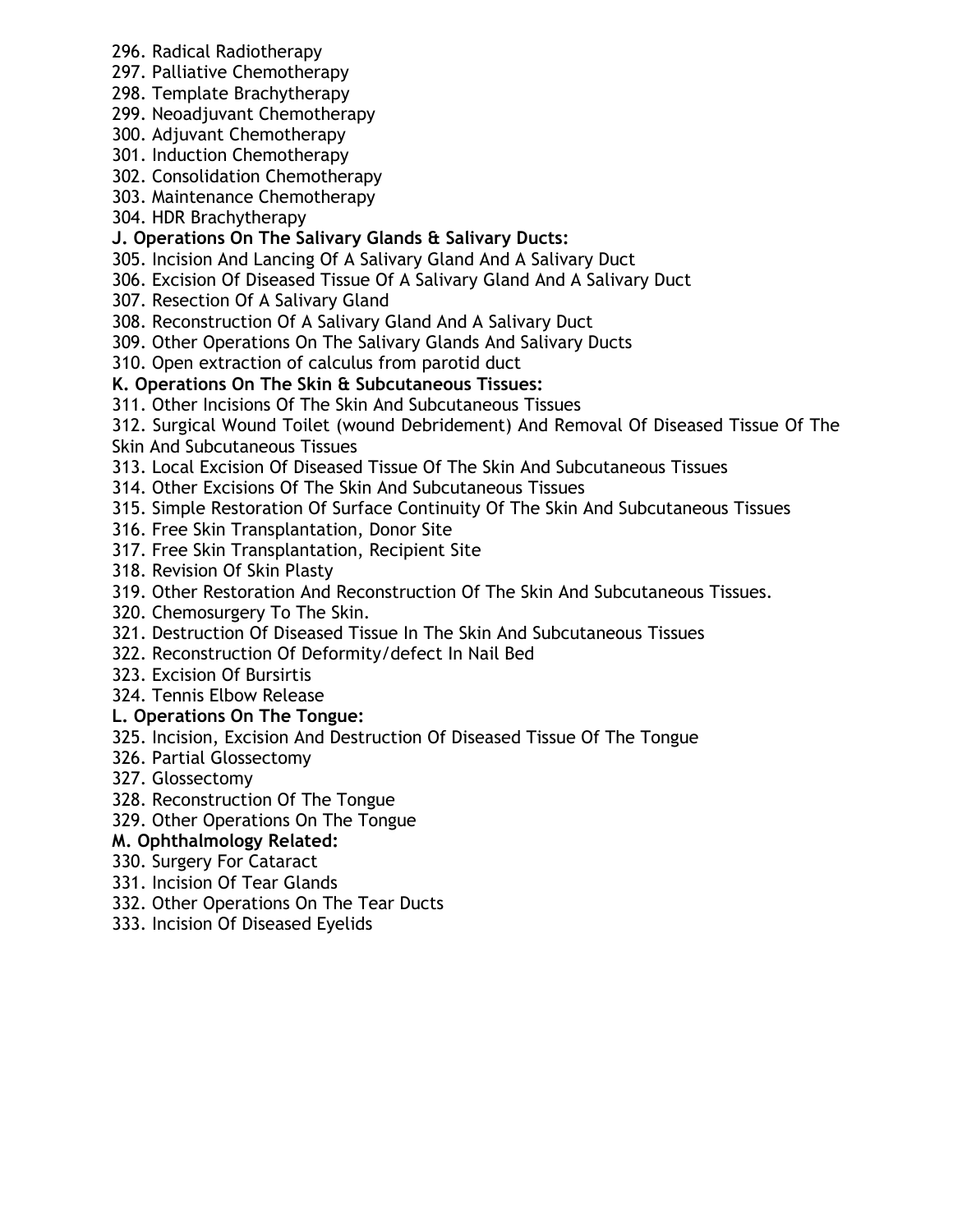296. Radical Radiotherapy
297. Palliative Chemotherapy
298. Template Brachytherapy
299. Neoadjuvant Chemotherapy
300. Adjuvant Chemotherapy
301. Induction Chemotherapy
302. Consolidation Chemotherapy
303. Maintenance Chemotherapy
304. HDR Brachytherapy

**J. Operations On The Salivary Glands & Salivary Ducts:**

305. Incision And Lancing Of A Salivary Gland And A Salivary Duct
306. Excision Of Diseased Tissue Of A Salivary Gland And A Salivary Duct
307. Resection Of A Salivary Gland
308. Reconstruction Of A Salivary Gland And A Salivary Duct
309. Other Operations On The Salivary Glands And Salivary Ducts
310. Open extraction of calculus from parotid duct

**K. Operations On The Skin & Subcutaneous Tissues:**

311. Other Incisions Of The Skin And Subcutaneous Tissues
312. Surgical Wound Toilet (wound Debridement) And Removal Of Diseased Tissue Of The Skin And Subcutaneous Tissues
313. Local Excision Of Diseased Tissue Of The Skin And Subcutaneous Tissues
314. Other Excisions Of The Skin And Subcutaneous Tissues
315. Simple Restoration Of Surface Continuity Of The Skin And Subcutaneous Tissues
316. Free Skin Transplantation, Donor Site
317. Free Skin Transplantation, Recipient Site
318. Revision Of Skin Plasty
319. Other Restoration And Reconstruction Of The Skin And Subcutaneous Tissues.
320. Chemosurgery To The Skin.
321. Destruction Of Diseased Tissue In The Skin And Subcutaneous Tissues
322. Reconstruction Of Deformity/defect In Nail Bed
323. Excision Of Bursirtis
324. Tennis Elbow Release

**L. Operations On The Tongue:**

325. Incision, Excision And Destruction Of Diseased Tissue Of The Tongue
326. Partial Glossectomy
327. Glossectomy
328. Reconstruction Of The Tongue
329. Other Operations On The Tongue

**M. Ophthalmology Related:**

330. Surgery For Cataract
331. Incision Of Tear Glands
332. Other Operations On The Tear Ducts
333. Incision Of Diseased Eyelids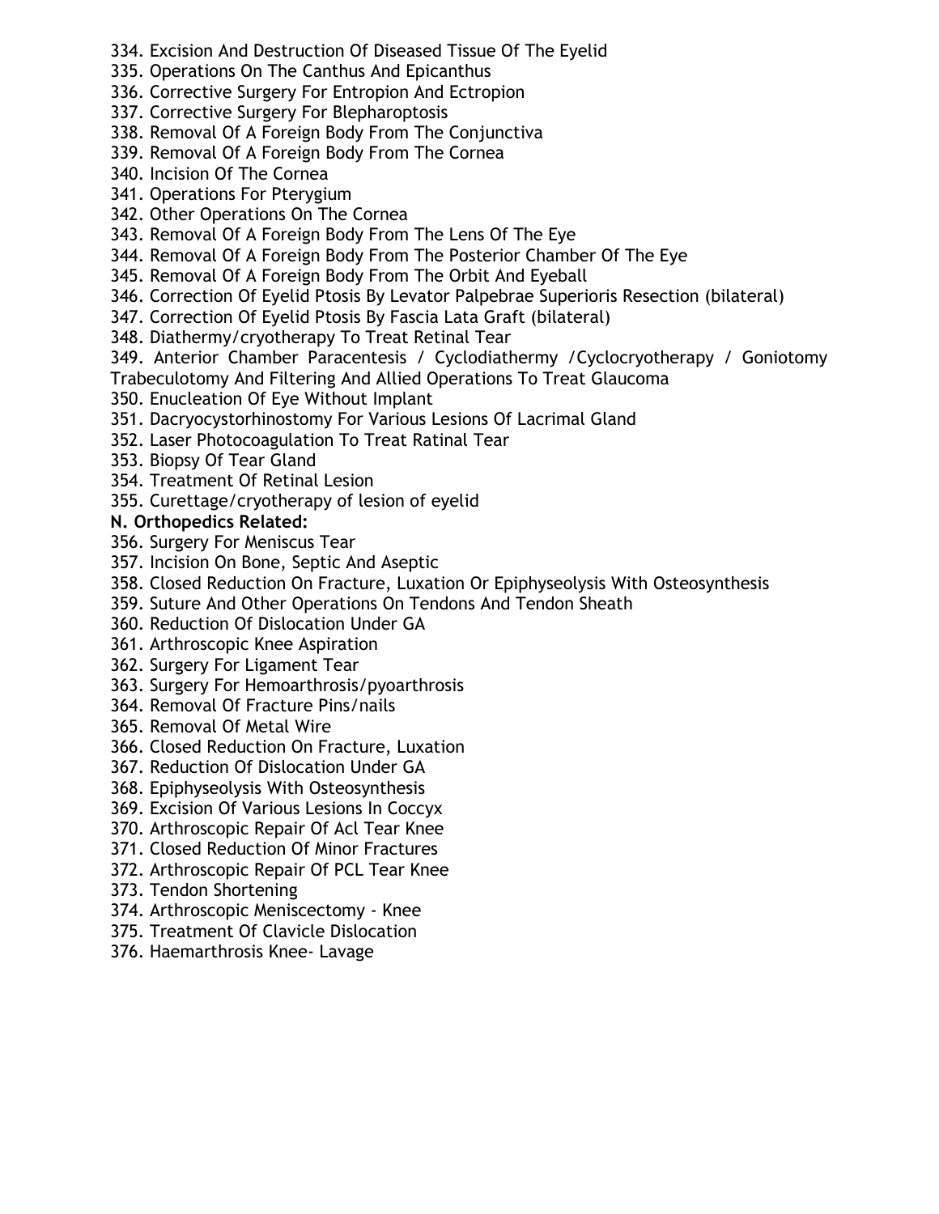334. Excision And Destruction Of Diseased Tissue Of The Eyelid
335. Operations On The Canthus And Epicanthus
336. Corrective Surgery For Entropion And Ectropion
337. Corrective Surgery For Blepharoptosis
338. Removal Of A Foreign Body From The Conjunctiva
339. Removal Of A Foreign Body From The Cornea
340. Incision Of The Cornea
341. Operations For Pterygium
342. Other Operations On The Cornea
343. Removal Of A Foreign Body From The Lens Of The Eye
344. Removal Of A Foreign Body From The Posterior Chamber Of The Eye
345. Removal Of A Foreign Body From The Orbit And Eyeball
346. Correction Of Eyelid Ptosis By Levator Palpebrae Superioris Resection (bilateral)
347. Correction Of Eyelid Ptosis By Fascia Lata Graft (bilateral)
348. Diathermy/cryotherapy To Treat Retinal Tear
349. Anterior Chamber Paracentesis / Cyclodiathermy /Cyclocryotherapy / Goniotomy Trabeculotomy And Filtering And Allied Operations To Treat Glaucoma
350. Enucleation Of Eye Without Implant
351. Dacryocystorhinostomy For Various Lesions Of Lacrimal Gland
352. Laser Photocoagulation To Treat Ratinal Tear
353. Biopsy Of Tear Gland
354. Treatment Of Retinal Lesion
355. Curettage/cryotherapy of lesion of eyelid

**N. Orthopedics Related:**

356. Surgery For Meniscus Tear
357. Incision On Bone, Septic And Aseptic
358. Closed Reduction On Fracture, Luxation Or Epiphyseolysis With Osteosynthesis
359. Suture And Other Operations On Tendons And Tendon Sheath
360. Reduction Of Dislocation Under GA
361. Arthroscopic Knee Aspiration
362. Surgery For Ligament Tear
363. Surgery For Hemoarthrosis/pyoarthrosis
364. Removal Of Fracture Pins/nails
365. Removal Of Metal Wire
366. Closed Reduction On Fracture, Luxation
367. Reduction Of Dislocation Under GA
368. Epiphyseolysis With Osteosynthesis
369. Excision Of Various Lesions In Coccyx
370. Arthroscopic Repair Of Acl Tear Knee
371. Closed Reduction Of Minor Fractures
372. Arthroscopic Repair Of PCL Tear Knee
373. Tendon Shortening
374. Arthroscopic Meniscectomy - Knee
375. Treatment Of Clavicle Dislocation
376. Haemarthrosis Knee- Lavage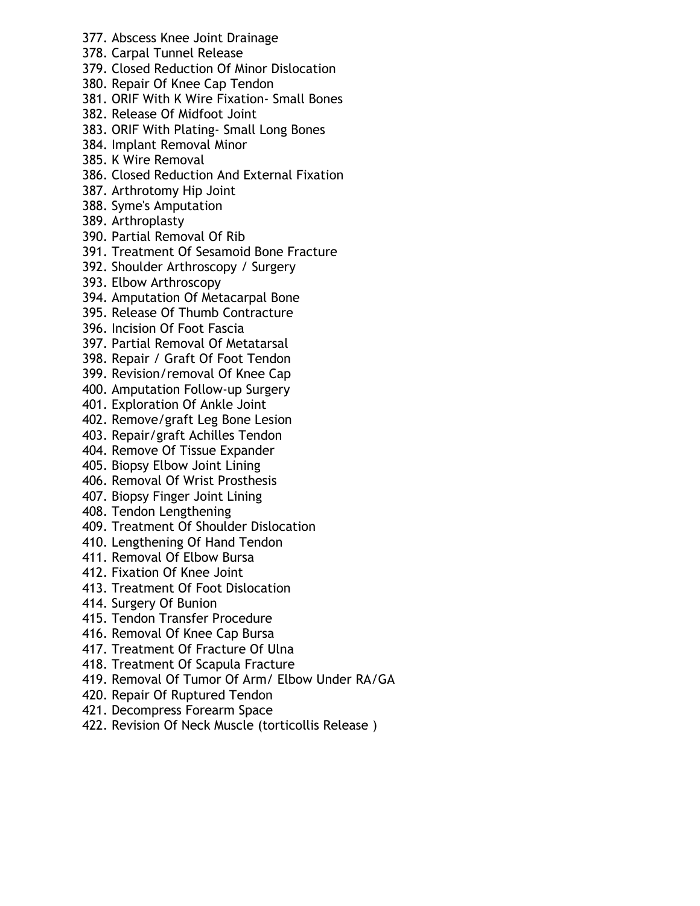377. Abscess Knee Joint Drainage
378. Carpal Tunnel Release
379. Closed Reduction Of Minor Dislocation
380. Repair Of Knee Cap Tendon
381. ORIF With K Wire Fixation- Small Bones
382. Release Of Midfoot Joint
383. ORIF With Plating- Small Long Bones
384. Implant Removal Minor
385. K Wire Removal
386. Closed Reduction And External Fixation
387. Arthrotomy Hip Joint
388. Syme's Amputation
389. Arthroplasty
390. Partial Removal Of Rib
391. Treatment Of Sesamoid Bone Fracture
392. Shoulder Arthroscopy / Surgery
393. Elbow Arthroscopy
394. Amputation Of Metacarpal Bone
395. Release Of Thumb Contracture
396. Incision Of Foot Fascia
397. Partial Removal Of Metatarsal
398. Repair / Graft Of Foot Tendon
399. Revision/removal Of Knee Cap
400. Amputation Follow-up Surgery
401. Exploration Of Ankle Joint
402. Remove/graft Leg Bone Lesion
403. Repair/graft Achilles Tendon
404. Remove Of Tissue Expander
405. Biopsy Elbow Joint Lining
406. Removal Of Wrist Prosthesis
407. Biopsy Finger Joint Lining
408. Tendon Lengthening
409. Treatment Of Shoulder Dislocation
410. Lengthening Of Hand Tendon
411. Removal Of Elbow Bursa
412. Fixation Of Knee Joint
413. Treatment Of Foot Dislocation
414. Surgery Of Bunion
415. Tendon Transfer Procedure
416. Removal Of Knee Cap Bursa
417. Treatment Of Fracture Of Ulna
418. Treatment Of Scapula Fracture
419. Removal Of Tumor Of Arm/ Elbow Under RA/GA
420. Repair Of Ruptured Tendon
421. Decompress Forearm Space
422. Revision Of Neck Muscle (torticollis Release )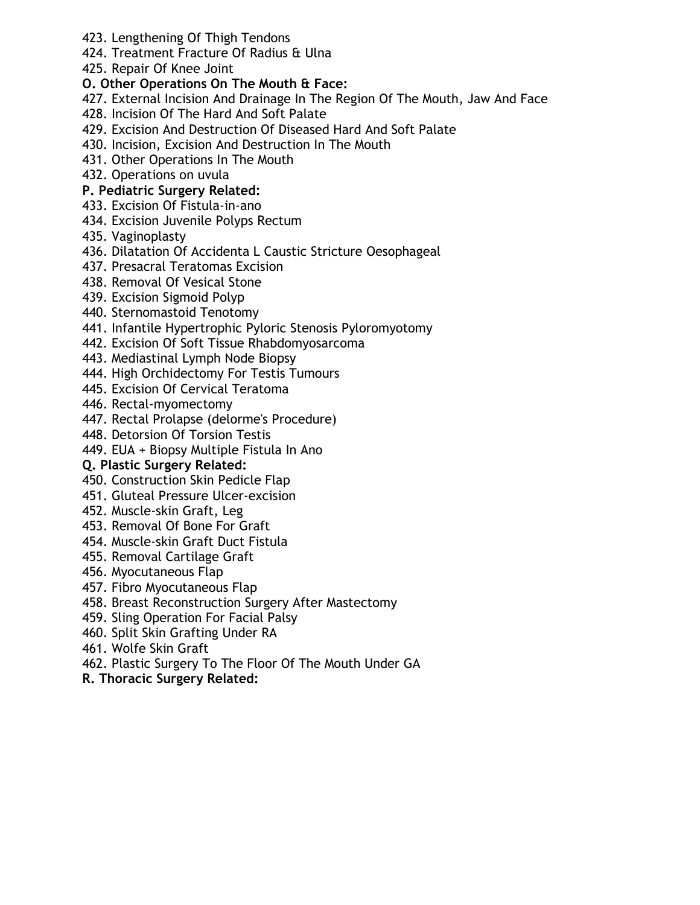423. Lengthening Of Thigh Tendons
424. Treatment Fracture Of Radius & Ulna
425. Repair Of Knee Joint

**O. Other Operations On The Mouth & Face:**

427. External Incision And Drainage In The Region Of The Mouth, Jaw And Face
428. Incision Of The Hard And Soft Palate
429. Excision And Destruction Of Diseased Hard And Soft Palate
430. Incision, Excision And Destruction In The Mouth
431. Other Operations In The Mouth
432. Operations on uvula

**P. Pediatric Surgery Related:**

433. Excision Of Fistula-in-ano
434. Excision Juvenile Polyps Rectum
435. Vaginoplasty
436. Dilatation Of Accidenta L Caustic Stricture Oesophageal
437. Presacral Teratomas Excision
438. Removal Of Vesical Stone
439. Excision Sigmoid Polyp
440. Sternomastoid Tenotomy
441. Infantile Hypertrophic Pyloric Stenosis Pyloromyotomy
442. Excision Of Soft Tissue Rhabdomyosarcoma
443. Mediastinal Lymph Node Biopsy
444. High Orchidectomy For Testis Tumours
445. Excision Of Cervical Teratoma
446. Rectal-myomectomy
447. Rectal Prolapse (delorme's Procedure)
448. Detorsion Of Torsion Testis
449. EUA + Biopsy Multiple Fistula In Ano

**Q. Plastic Surgery Related:**

450. Construction Skin Pedicle Flap
451. Gluteal Pressure Ulcer-excision
452. Muscle-skin Graft, Leg
453. Removal Of Bone For Graft
454. Muscle-skin Graft Duct Fistula
455. Removal Cartilage Graft
456. Myocutaneous Flap
457. Fibro Myocutaneous Flap
458. Breast Reconstruction Surgery After Mastectomy
459. Sling Operation For Facial Palsy
460. Split Skin Grafting Under RA
461. Wolfe Skin Graft
462. Plastic Surgery To The Floor Of The Mouth Under GA

**R. Thoracic Surgery Related:**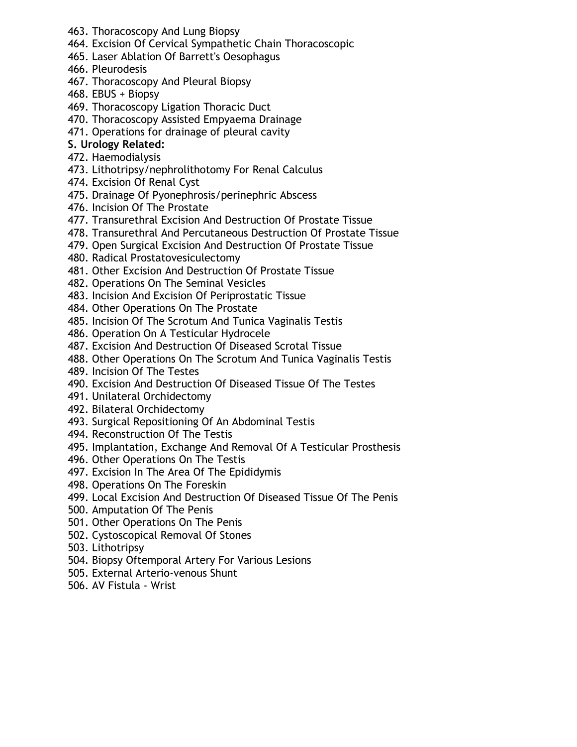463. Thoracoscopy And Lung Biopsy
464. Excision Of Cervical Sympathetic Chain Thoracoscopic
465. Laser Ablation Of Barrett's Oesophagus
466. Pleurodesis
467. Thoracoscopy And Pleural Biopsy
468. EBUS + Biopsy
469. Thoracoscopy Ligation Thoracic Duct
470. Thoracoscopy Assisted Empyaema Drainage
471. Operations for drainage of pleural cavity

**S. Urology Related:**

472. Haemodialysis
473. Lithotripsy/nephrolithotomy For Renal Calculus
474. Excision Of Renal Cyst
475. Drainage Of Pyonephrosis/perinephric Abscess
476. Incision Of The Prostate
477. Transurethral Excision And Destruction Of Prostate Tissue
478. Transurethral And Percutaneous Destruction Of Prostate Tissue
479. Open Surgical Excision And Destruction Of Prostate Tissue
480. Radical Prostatovesiculectomy
481. Other Excision And Destruction Of Prostate Tissue
482. Operations On The Seminal Vesicles
483. Incision And Excision Of Periprostatic Tissue
484. Other Operations On The Prostate
485. Incision Of The Scrotum And Tunica Vaginalis Testis
486. Operation On A Testicular Hydrocele
487. Excision And Destruction Of Diseased Scrotal Tissue
488. Other Operations On The Scrotum And Tunica Vaginalis Testis
489. Incision Of The Testes
490. Excision And Destruction Of Diseased Tissue Of The Testes
491. Unilateral Orchidectomy
492. Bilateral Orchidectomy
493. Surgical Repositioning Of An Abdominal Testis
494. Reconstruction Of The Testis
495. Implantation, Exchange And Removal Of A Testicular Prosthesis
496. Other Operations On The Testis
497. Excision In The Area Of The Epididymis
498. Operations On The Foreskin
499. Local Excision And Destruction Of Diseased Tissue Of The Penis
500. Amputation Of The Penis
501. Other Operations On The Penis
502. Cystoscopical Removal Of Stones
503. Lithotripsy
504. Biopsy Oftemporal Artery For Various Lesions
505. External Arterio-venous Shunt
506. AV Fistula - Wrist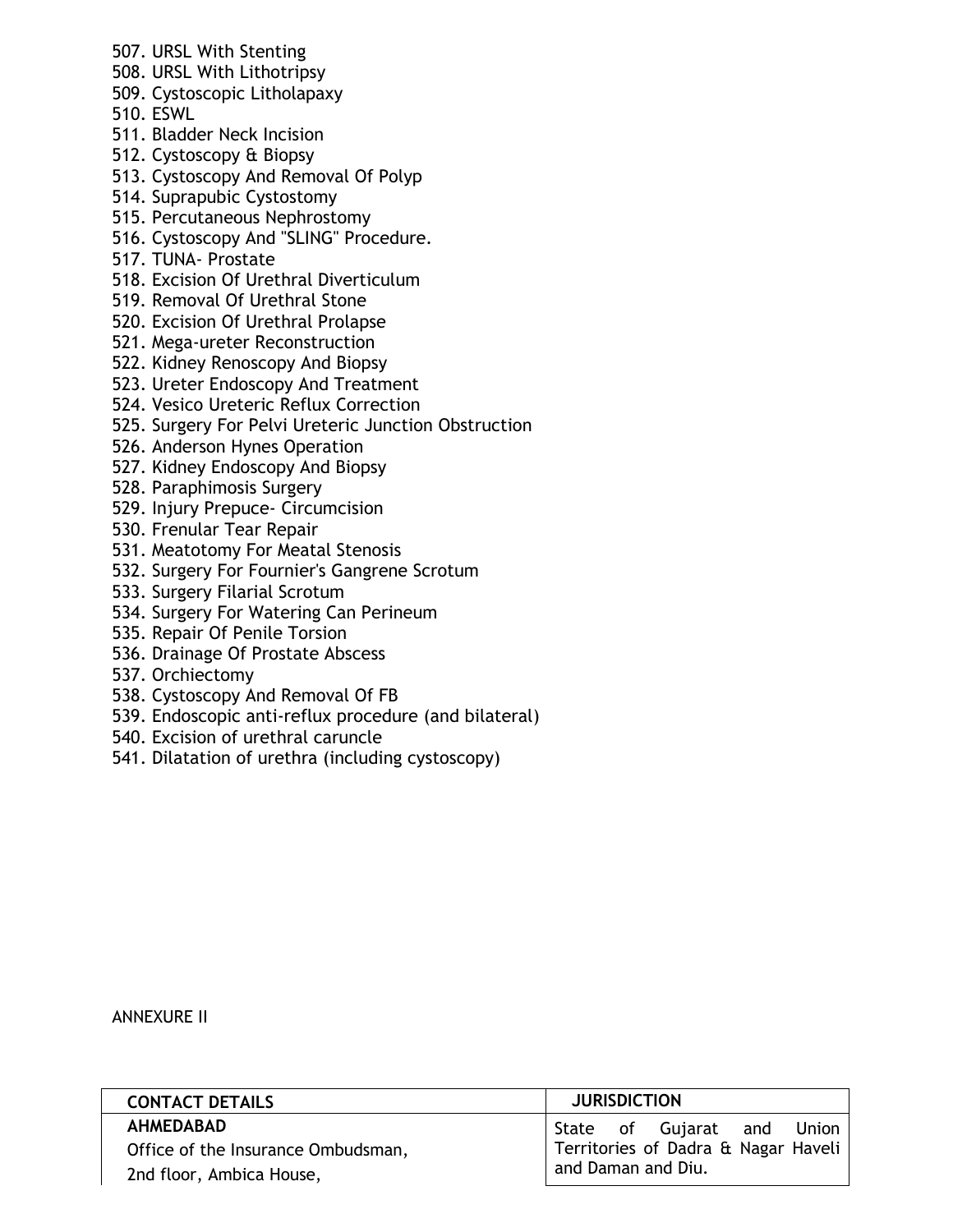507. URSL With Stenting
508. URSL With Lithotripsy
509. Cystoscopic Litholapaxy
510. ESWL
511. Bladder Neck Incision
512. Cystoscopy & Biopsy
513. Cystoscopy And Removal Of Polyp
514. Suprapubic Cystostomy
515. Percutaneous Nephrostomy
516. Cystoscopy And "SLING" Procedure.
517. TUNA- Prostate
518. Excision Of Urethral Diverticulum
519. Removal Of Urethral Stone
520. Excision Of Urethral Prolapse
521. Mega-ureter Reconstruction
522. Kidney Renoscopy And Biopsy
523. Ureter Endoscopy And Treatment
524. Vesico Ureteric Reflux Correction
525. Surgery For Pelvi Ureteric Junction Obstruction
526. Anderson Hynes Operation
527. Kidney Endoscopy And Biopsy
528. Paraphimosis Surgery
529. Injury Prepuce- Circumcision
530. Frenular Tear Repair
531. Meatotomy For Meatal Stenosis
532. Surgery For Fournier's Gangrene Scrotum
533. Surgery Filarial Scrotum
534. Surgery For Watering Can Perineum
535. Repair Of Penile Torsion
536. Drainage Of Prostate Abscess
537. Orchiectomy
538. Cystoscopy And Removal Of FB
539. Endoscopic anti-reflux procedure (and bilateral)
540. Excision of urethral caruncle
541. Dilatation of urethra (including cystoscopy)

ANNEXURE II

| CONTACT DETAILS | JURISDICTION |
|---|---|
| **AHMEDABAD**<br>Office of the Insurance Ombudsman,<br>2nd floor, Ambica House, | State of Gujarat and Union Territories of Dadra & Nagar Haveli and Daman and Diu. |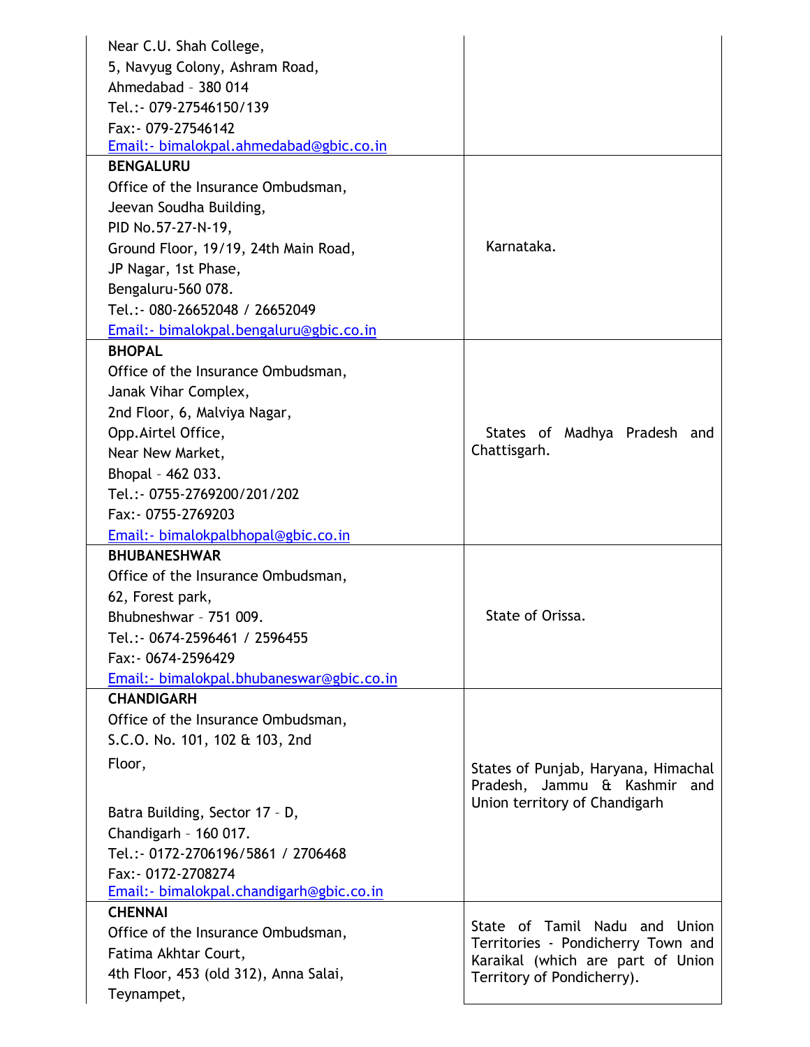| | |
|---|---|
| Near C.U. Shah College,<br>5, Navyug Colony, Ashram Road,<br>Ahmedabad – 380 014<br>Tel.:- 079-27546150/139<br>Fax:- 079-27546142<br>Email:- bimalokpal.ahmedabad@gbic.co.in | |
| **BENGALURU**<br>Office of the Insurance Ombudsman,<br>Jeevan Soudha Building,<br>PID No.57-27-N-19,<br>Ground Floor, 19/19, 24th Main Road,<br>JP Nagar, 1st Phase,<br>Bengaluru-560 078.<br>Tel.:- 080-26652048 / 26652049<br>Email:- bimalokpal.bengaluru@gbic.co.in | Karnataka. |
| **BHOPAL**<br>Office of the Insurance Ombudsman,<br>Janak Vihar Complex,<br>2nd Floor, 6, Malviya Nagar,<br>Opp.Airtel Office,<br>Near New Market,<br>Bhopal – 462 033.<br>Tel.:- 0755-2769200/201/202<br>Fax:- 0755-2769203<br>Email:- bimalokpalbhopal@gbic.co.in | States of Madhya Pradesh and Chattisgarh. |
| **BHUBANESHWAR**<br>Office of the Insurance Ombudsman,<br>62, Forest park,<br>Bhubneshwar – 751 009.<br>Tel.:- 0674-2596461 / 2596455<br>Fax:- 0674-2596429<br>Email:- bimalokpal.bhubaneswar@gbic.co.in | State of Orissa. |
| **CHANDIGARH**<br>Office of the Insurance Ombudsman,<br>S.C.O. No. 101, 102 & 103, 2nd Floor,<br>Batra Building, Sector 17 – D,<br>Chandigarh – 160 017.<br>Tel.:- 0172-2706196/5861 / 2706468<br>Fax:- 0172-2708274<br>Email:- bimalokpal.chandigarh@gbic.co.in | States of Punjab, Haryana, Himachal Pradesh, Jammu & Kashmir and Union territory of Chandigarh |
| **CHENNAI**<br>Office of the Insurance Ombudsman,<br>Fatima Akhtar Court,<br>4th Floor, 453 (old 312), Anna Salai,<br>Teynampet, | State of Tamil Nadu and Union Territories - Pondicherry Town and Karaikal (which are part of Union Territory of Pondicherry). |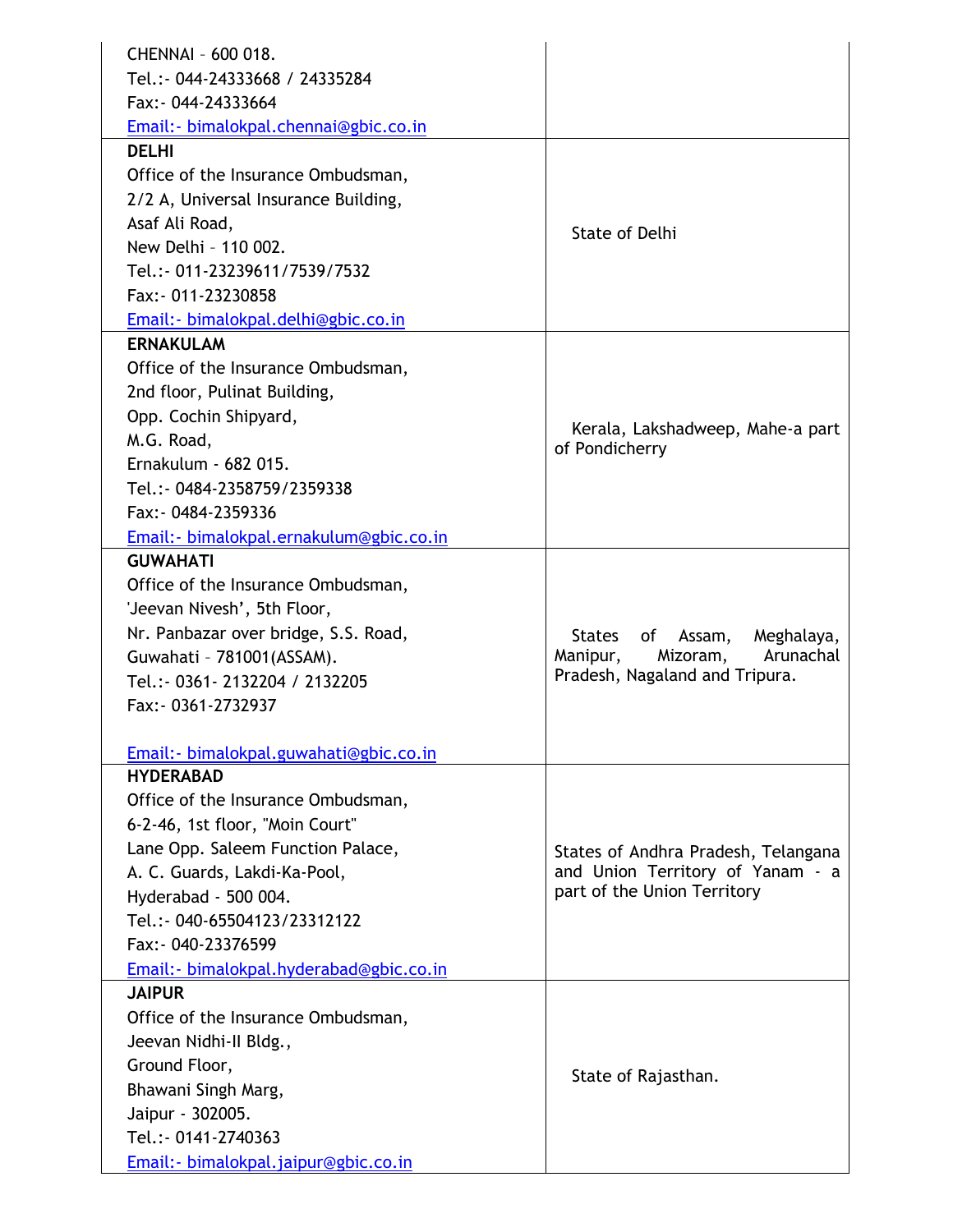| | |
|---|---|
| CHENNAI – 600 018.<br>Tel.:- 044-24333668 / 24335284<br>Fax:- 044-24333664<br>Email:- bimalokpal.chennai@gbic.co.in | |
| **DELHI**<br>Office of the Insurance Ombudsman,<br>2/2 A, Universal Insurance Building,<br>Asaf Ali Road,<br>New Delhi – 110 002.<br>Tel.:- 011-23239611/7539/7532<br>Fax:- 011-23230858<br>Email:- bimalokpal.delhi@gbic.co.in | State of Delhi |
| **ERNAKULAM**<br>Office of the Insurance Ombudsman,<br>2nd floor, Pulinat Building,<br>Opp. Cochin Shipyard,<br>M.G. Road,<br>Ernakulum - 682 015.<br>Tel.:- 0484-2358759/2359338<br>Fax:- 0484-2359336<br>Email:- bimalokpal.ernakulum@gbic.co.in | Kerala, Lakshadweep, Mahe-a part of Pondicherry |
| **GUWAHATI**<br>Office of the Insurance Ombudsman,<br>'Jeevan Nivesh', 5th Floor,<br>Nr. Panbazar over bridge, S.S. Road,<br>Guwahati – 781001(ASSAM).<br>Tel.:- 0361- 2132204 / 2132205<br>Fax:- 0361-2732937<br>Email:- bimalokpal.guwahati@gbic.co.in | States of Assam, Meghalaya, Manipur, Mizoram, Arunachal Pradesh, Nagaland and Tripura. |
| **HYDERABAD**<br>Office of the Insurance Ombudsman,<br>6-2-46, 1st floor, "Moin Court"<br>Lane Opp. Saleem Function Palace,<br>A. C. Guards, Lakdi-Ka-Pool,<br>Hyderabad - 500 004.<br>Tel.:- 040-65504123/23312122<br>Fax:- 040-23376599<br>Email:- bimalokpal.hyderabad@gbic.co.in | States of Andhra Pradesh, Telangana and Union Territory of Yanam - a part of the Union Territory |
| **JAIPUR**<br>Office of the Insurance Ombudsman,<br>Jeevan Nidhi-II Bldg.,<br>Ground Floor,<br>Bhawani Singh Marg,<br>Jaipur - 302005.<br>Tel.:- 0141-2740363<br>Email:- bimalokpal.jaipur@gbic.co.in | State of Rajasthan. |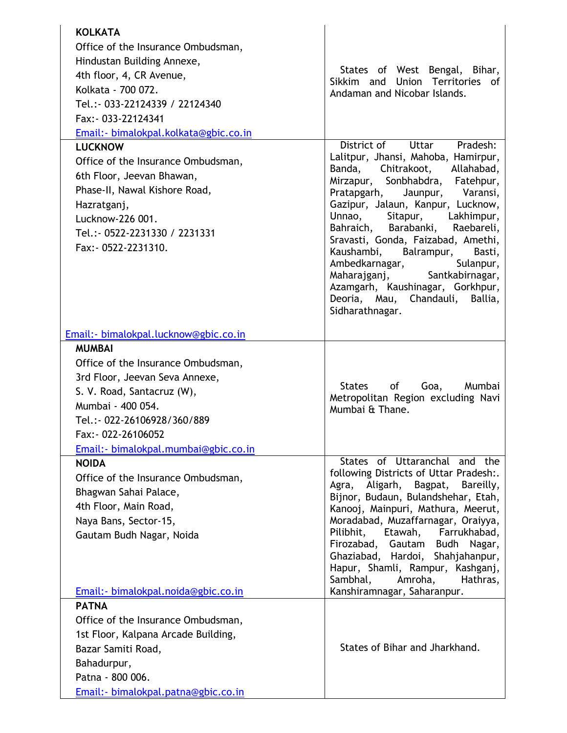| | |
|---|---|
| **KOLKATA**<br>Office of the Insurance Ombudsman,<br>Hindustan Building Annexe,<br>4th floor, 4, CR Avenue,<br>Kolkata - 700 072.<br>Tel.:- 033-22124339 / 22124340<br>Fax:- 033-22124341<br>Email:- bimalokpal.kolkata@gbic.co.in | States of West Bengal, Bihar, Sikkim and Union Territories of Andaman and Nicobar Islands. |
| **LUCKNOW**<br>Office of the Insurance Ombudsman,<br>6th Floor, Jeevan Bhawan,<br>Phase-II, Nawal Kishore Road,<br>Hazratganj,<br>Lucknow-226 001.<br>Tel.:- 0522-2231330 / 2231331<br>Fax:- 0522-2231310.<br>Email:- bimalokpal.lucknow@gbic.co.in | District of Uttar Pradesh: Lalitpur, Jhansi, Mahoba, Hamirpur, Banda, Chitrakoot, Allahabad, Mirzapur, Sonbhabdra, Fatehpur, Pratapgarh, Jaunpur, Varansi, Gazipur, Jalaun, Kanpur, Lucknow, Unnao, Sitapur, Lakhimpur, Bahraich, Barabanki, Raebareli, Sravasti, Gonda, Faizabad, Amethi, Kaushambi, Balrampur, Basti, Ambedkarnagar, Sulanpur, Maharajganj, Santkabirnagar, Azamgarh, Kaushinagar, Gorkhpur, Deoria, Mau, Chandauli, Ballia, Sidharathnagar. |
| **MUMBAI**<br>Office of the Insurance Ombudsman,<br>3rd Floor, Jeevan Seva Annexe,<br>S. V. Road, Santacruz (W),<br>Mumbai - 400 054.<br>Tel.:- 022-26106928/360/889<br>Fax:- 022-26106052<br>Email:- bimalokpal.mumbai@gbic.co.in | States of Goa, Mumbai Metropolitan Region excluding Navi Mumbai & Thane. |
| **NOIDA**<br>Office of the Insurance Ombudsman,<br>Bhagwan Sahai Palace,<br>4th Floor, Main Road,<br>Naya Bans, Sector-15,<br>Gautam Budh Nagar, Noida<br>Email:- bimalokpal.noida@gbic.co.in | States of Uttaranchal and the following Districts of Uttar Pradesh:. Agra, Aligarh, Bagpat, Bareilly, Bijnor, Budaun, Bulandshehar, Etah, Kanooj, Mainpuri, Mathura, Meerut, Moradabad, Muzaffarnagar, Oraiyya, Pilibhit, Etawah, Farrukhabad, Firozabad, Gautam Budh Nagar, Ghaziabad, Hardoi, Shahjahanpur, Hapur, Shamli, Rampur, Kashganj, Sambhal, Amroha, Hathras, Kanshiramnagar, Saharanpur. |
| **PATNA**<br>Office of the Insurance Ombudsman,<br>1st Floor, Kalpana Arcade Building,<br>Bazar Samiti Road,<br>Bahadurpur,<br>Patna - 800 006.<br>Email:- bimalokpal.patna@gbic.co.in | States of Bihar and Jharkhand. |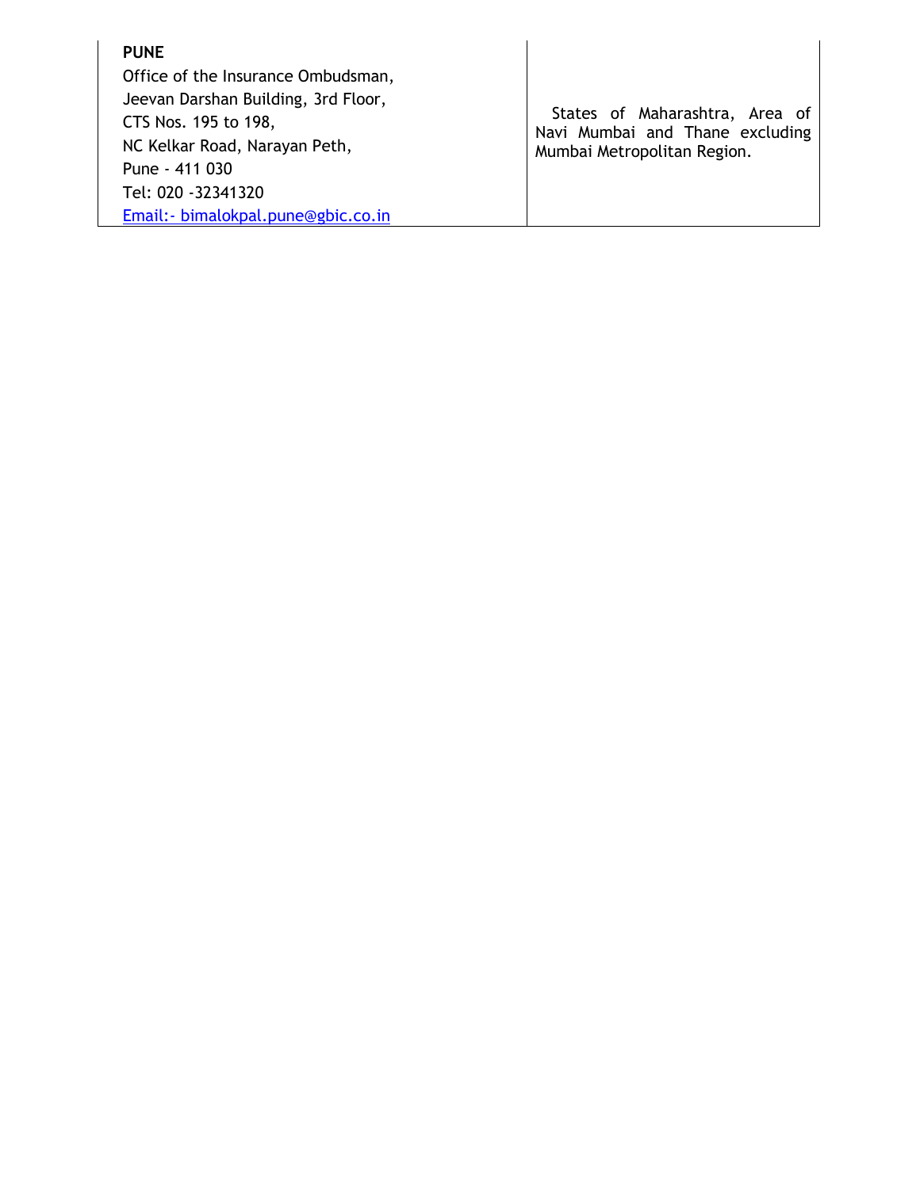| | |
|---|---|
| **PUNE**<br>Office of the Insurance Ombudsman,<br>Jeevan Darshan Building, 3rd Floor,<br>CTS Nos. 195 to 198,<br>NC Kelkar Road, Narayan Peth,<br>Pune - 411 030<br>Tel: 020 -32341320<br>Email:- bimalokpal.pune@gbic.co.in | States of Maharashtra, Area of Navi Mumbai and Thane excluding Mumbai Metropolitan Region. |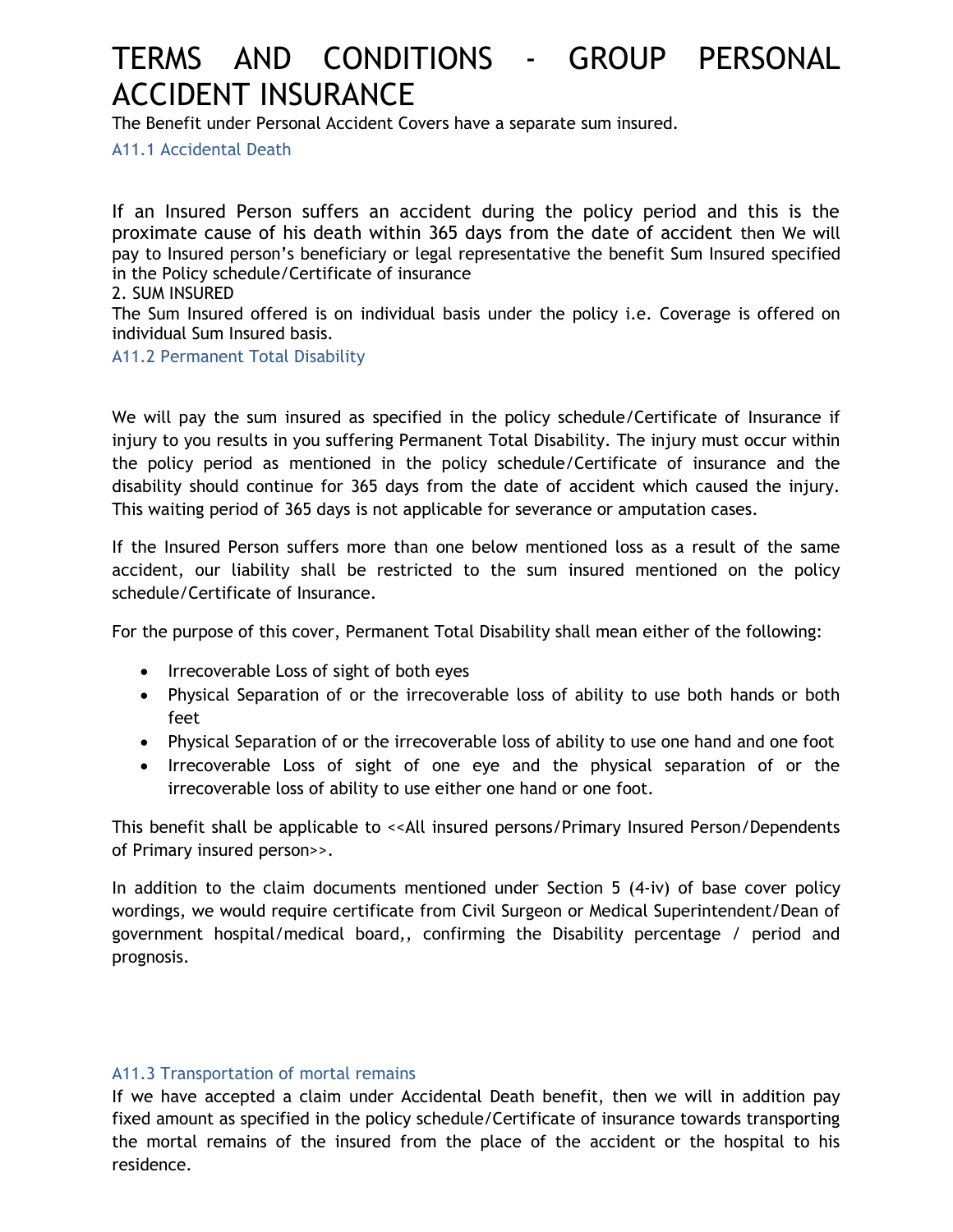# TERMS AND CONDITIONS - GROUP PERSONAL ACCIDENT INSURANCE

The Benefit under Personal Accident Covers have a separate sum insured.

### A11.1 Accidental Death

If an Insured Person suffers an accident during the policy period and this is the proximate cause of his death within 365 days from the date of accident then We will pay to Insured person's beneficiary or legal representative the benefit Sum Insured specified in the Policy schedule/Certificate of insurance

2. SUM INSURED

The Sum Insured offered is on individual basis under the policy i.e. Coverage is offered on individual Sum Insured basis.

### A11.2 Permanent Total Disability

We will pay the sum insured as specified in the policy schedule/Certificate of Insurance if injury to you results in you suffering Permanent Total Disability. The injury must occur within the policy period as mentioned in the policy schedule/Certificate of insurance and the disability should continue for 365 days from the date of accident which caused the injury. This waiting period of 365 days is not applicable for severance or amputation cases.

If the Insured Person suffers more than one below mentioned loss as a result of the same accident, our liability shall be restricted to the sum insured mentioned on the policy schedule/Certificate of Insurance.

For the purpose of this cover, Permanent Total Disability shall mean either of the following:

- Irrecoverable Loss of sight of both eyes
- Physical Separation of or the irrecoverable loss of ability to use both hands or both feet
- Physical Separation of or the irrecoverable loss of ability to use one hand and one foot
- Irrecoverable Loss of sight of one eye and the physical separation of or the irrecoverable loss of ability to use either one hand or one foot.

This benefit shall be applicable to <<All insured persons/Primary Insured Person/Dependents of Primary insured person>>.

In addition to the claim documents mentioned under Section 5 (4-iv) of base cover policy wordings, we would require certificate from Civil Surgeon or Medical Superintendent/Dean of government hospital/medical board,, confirming the Disability percentage / period and prognosis.

### A11.3 Transportation of mortal remains

If we have accepted a claim under Accidental Death benefit, then we will in addition pay fixed amount as specified in the policy schedule/Certificate of insurance towards transporting the mortal remains of the insured from the place of the accident or the hospital to his residence.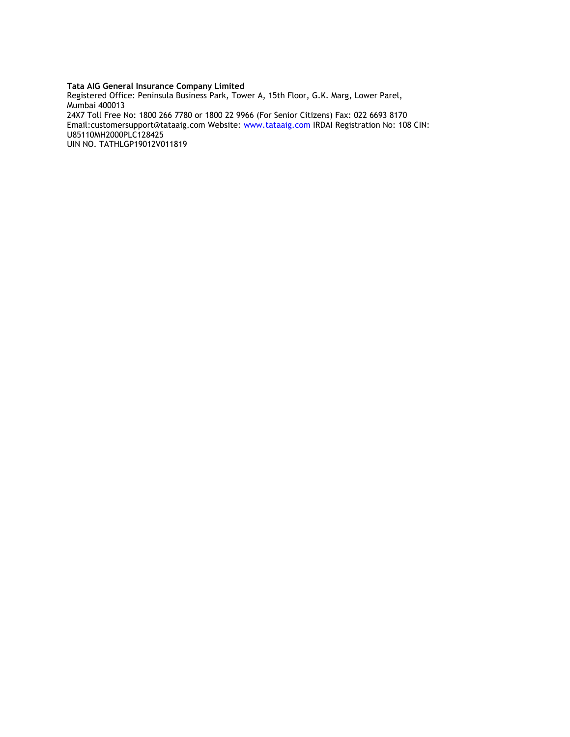**Tata AIG General Insurance Company Limited**
Registered Office: Peninsula Business Park, Tower A, 15th Floor, G.K. Marg, Lower Parel, Mumbai 400013
24X7 Toll Free No: 1800 266 7780 or 1800 22 9966 (For Senior Citizens) Fax: 022 6693 8170
Email:customersupport@tataaig.com Website: www.tataaig.com IRDAI Registration No: 108 CIN: U85110MH2000PLC128425
UIN NO. TATHLGP19012V011819